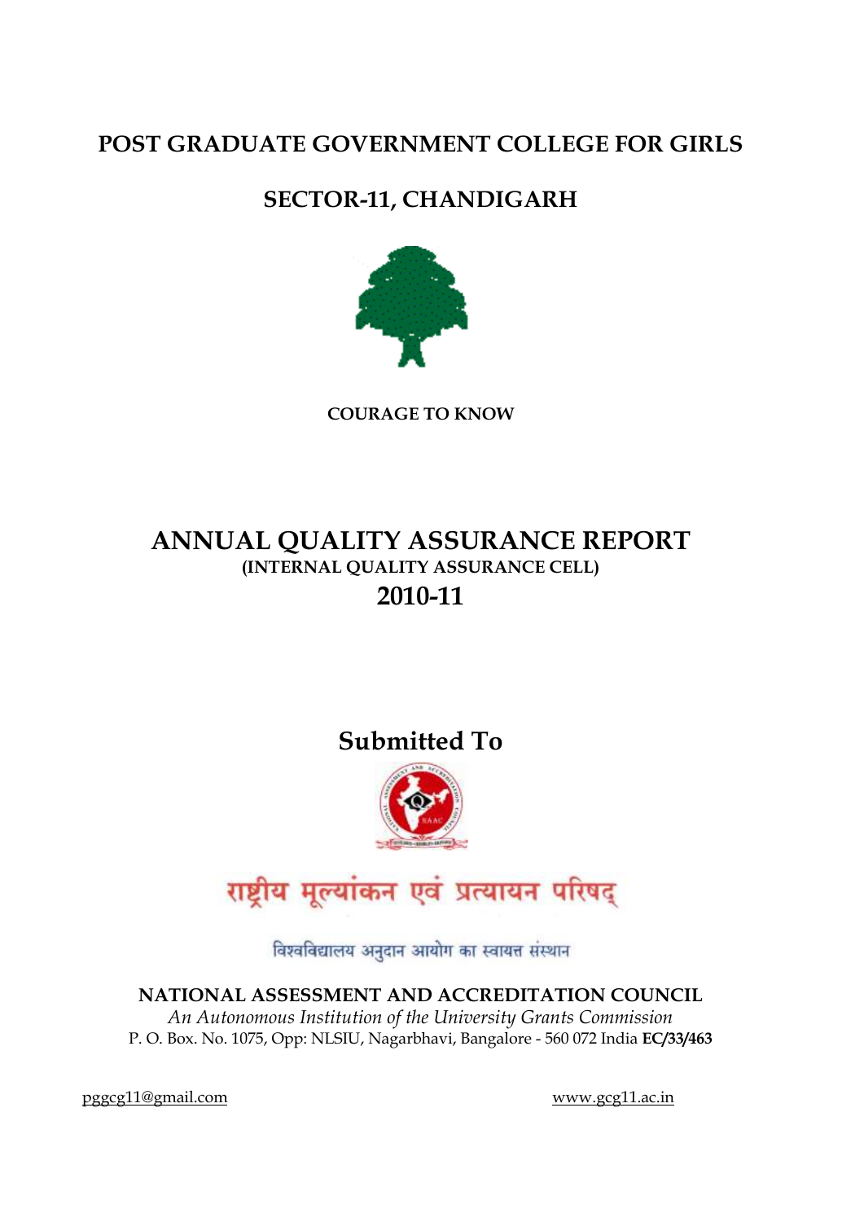# POST GRADUATE GOVERNMENT COLLEGE FOR GIRLS

# SECTOR-11, CHANDIGARH

**COURAGE TO KNOW**

# ANNUAL QUALITY ASSURANCE REPORT

### (INTERNAL QUALITY ASSURANCE CELL)

## 2010-11

## Submitted To

राष्ट्रीय मूल्यांकन एवं प्रत्यायन परिषद्

विश्वविद्यालय अनुदान आयोग का स्वायत्त संस्थान

**NATIONAL ASSESSMENT AND ACCREDITATION COUNCIL**

*An Autonomous Institution of the University Grants Commission*

P. O. Box. No. 1075, Opp: NLSIU, Nagarbhavi, Bangalore - 560 072 India **EC/33/463**

pggcg11@gmail.com

www.gcg11.ac.in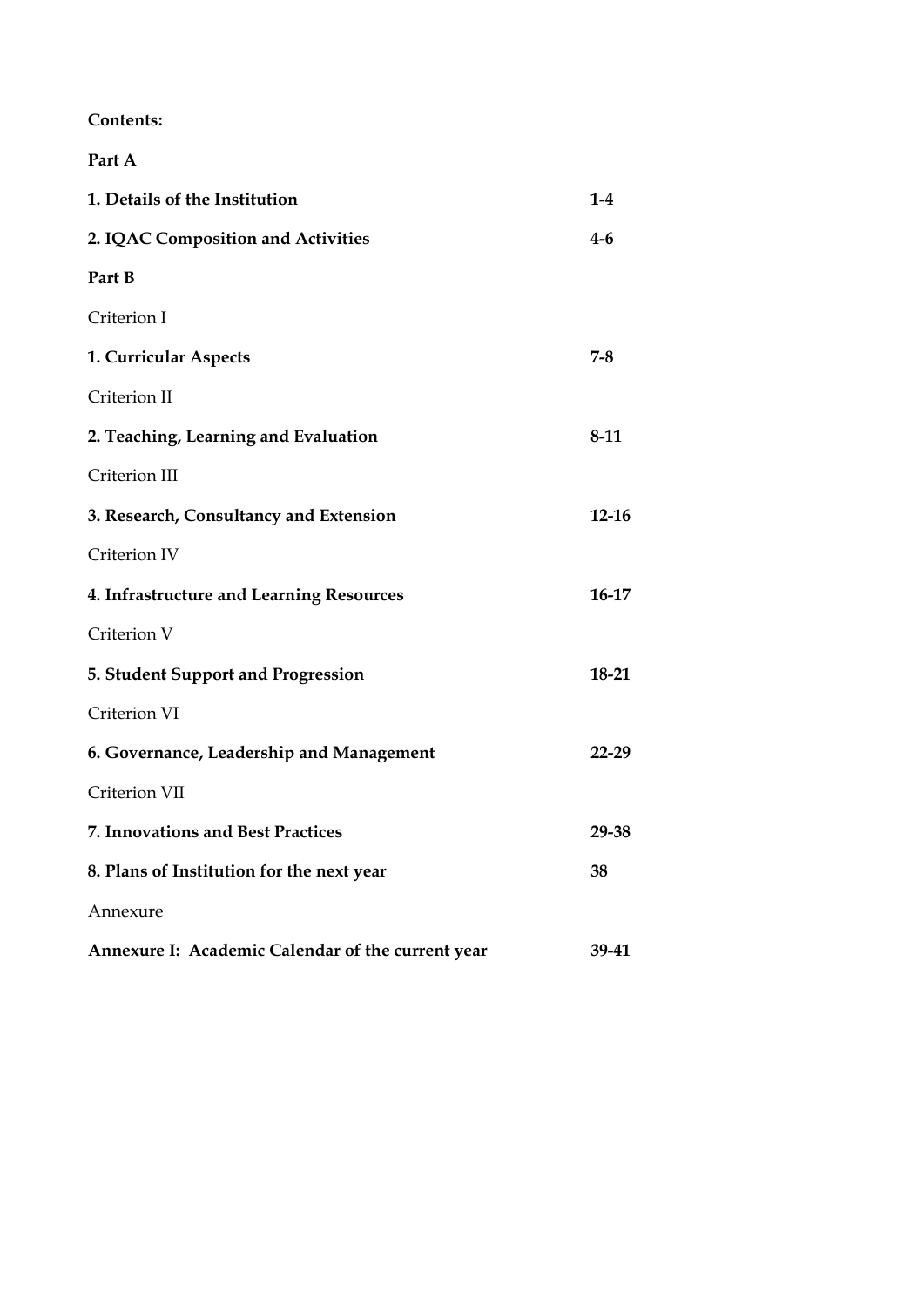**Contents:**

**Part A**

| | |
|---|---|
| **1. Details of the Institution** | **1-4** |
| **2. IQAC Composition and Activities** | **4-6** |
| **Part B** | |
| Criterion I | |
| **1. Curricular Aspects** | **7-8** |
| Criterion II | |
| **2. Teaching, Learning and Evaluation** | **8-11** |
| Criterion III | |
| **3. Research, Consultancy and Extension** | **12-16** |
| Criterion IV | |
| **4. Infrastructure and Learning Resources** | **16-17** |
| Criterion V | |
| **5. Student Support and Progression** | **18-21** |
| Criterion VI | |
| **6. Governance, Leadership and Management** | **22-29** |
| Criterion VII | |
| **7. Innovations and Best Practices** | **29-38** |
| **8. Plans of Institution for the next year** | **38** |
| Annexure | |
| **Annexure I: Academic Calendar of the current year** | **39-41** |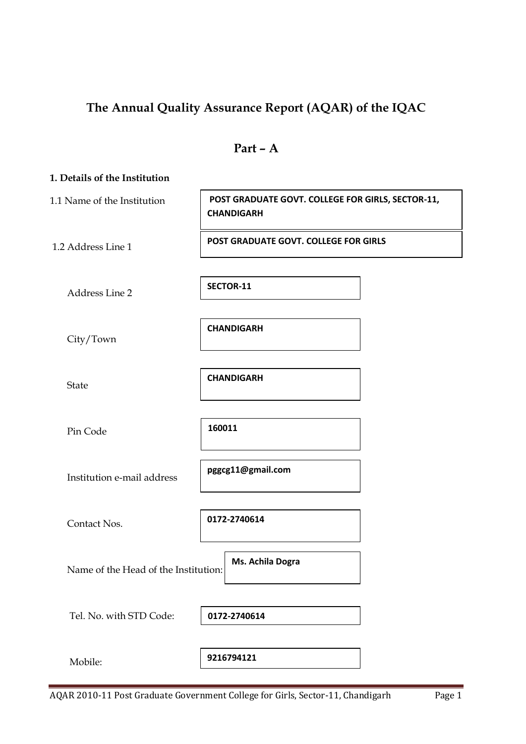# The Annual Quality Assurance Report (AQAR) of the IQAC

## Part – A

### 1. Details of the Institution

| Field | Details |
|---|---|
| 1.1 Name of the Institution | **POST GRADUATE GOVT. COLLEGE FOR GIRLS, SECTOR-11, CHANDIGARH** |
| 1.2 Address Line 1 | **POST GRADUATE GOVT. COLLEGE FOR GIRLS** |
| Address Line 2 | **SECTOR-11** |
| City/Town | **CHANDIGARH** |
| State | **CHANDIGARH** |
| Pin Code | **160011** |
| Institution e-mail address | **pggcg11@gmail.com** |
| Contact Nos. | **0172-2740614** |
| Name of the Head of the Institution: | **Ms. Achila Dogra** |
| Tel. No. with STD Code: | **0172-2740614** |
| Mobile: | **9216794121** |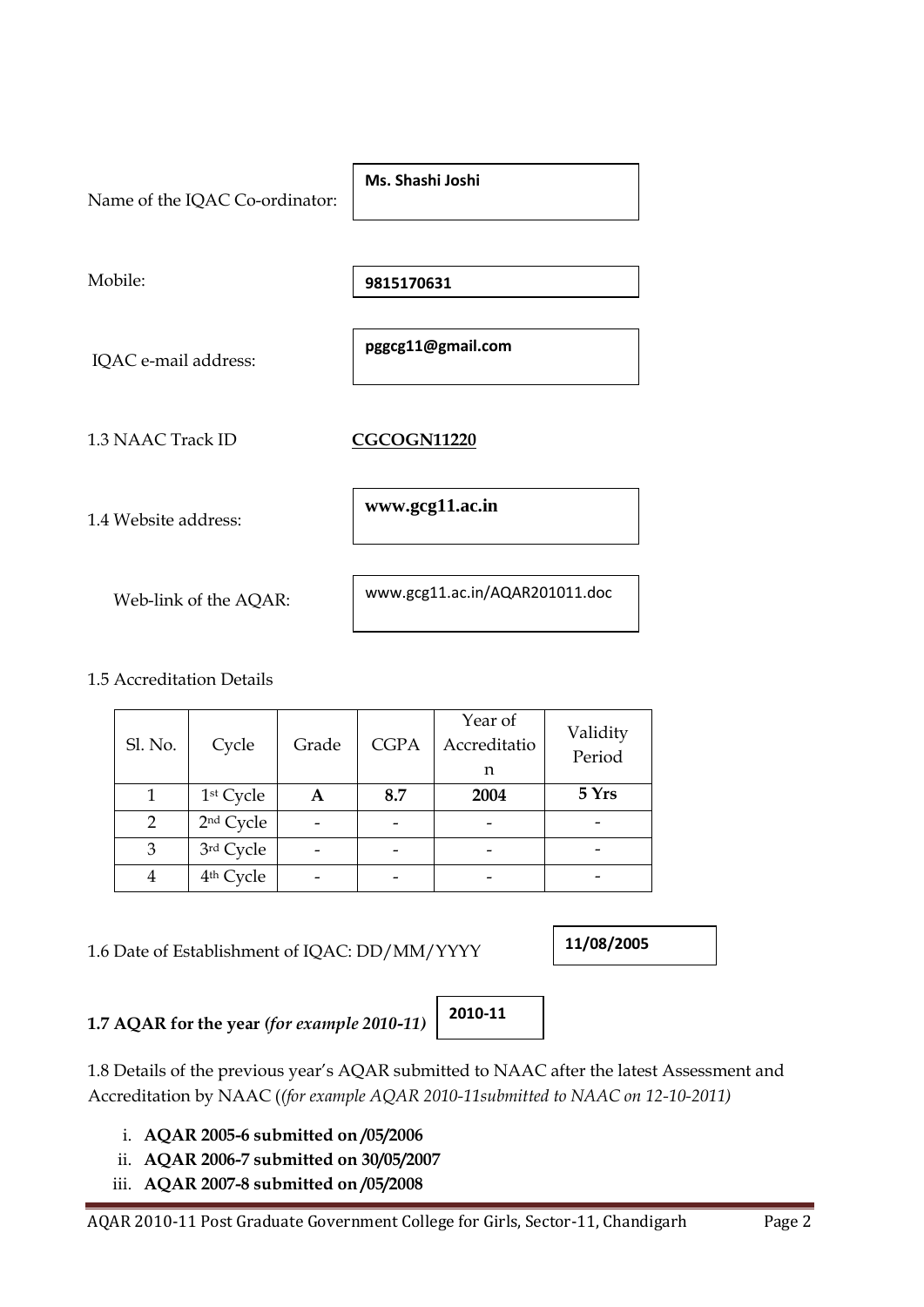Name of the IQAC Co-ordinator: **Ms. Shashi Joshi**

Mobile: **9815170631**

IQAC e-mail address: **pggcg11@gmail.com**

1.3 NAAC Track ID **CGCOGN11220**

1.4 Website address: **www.gcg11.ac.in**

Web-link of the AQAR: www.gcg11.ac.in/AQAR201011.doc

1.5 Accreditation Details

| Sl. No. | Cycle | Grade | CGPA | Year of Accreditation | Validity Period |
|---|---|---|---|---|---|
| 1 | 1st Cycle | **A** | **8.7** | **2004** | **5 Yrs** |
| 2 | 2nd Cycle | - | - | - | - |
| 3 | 3rd Cycle | - | - | - | - |
| 4 | 4th Cycle | - | - | - | - |

1.6 Date of Establishment of IQAC: DD/MM/YYYY **11/08/2005**

**1.7 AQAR for the year** ***(for example 2010-11)*** **2010-11**

1.8 Details of the previous year's AQAR submitted to NAAC after the latest Assessment and Accreditation by NAAC (*(for example AQAR 2010-11submitted to NAAC on 12-10-2011)*

i. **AQAR 2005-6 submitted on /05/2006**
ii. **AQAR 2006-7 submitted on 30/05/2007**
iii. **AQAR 2007-8 submitted on /05/2008**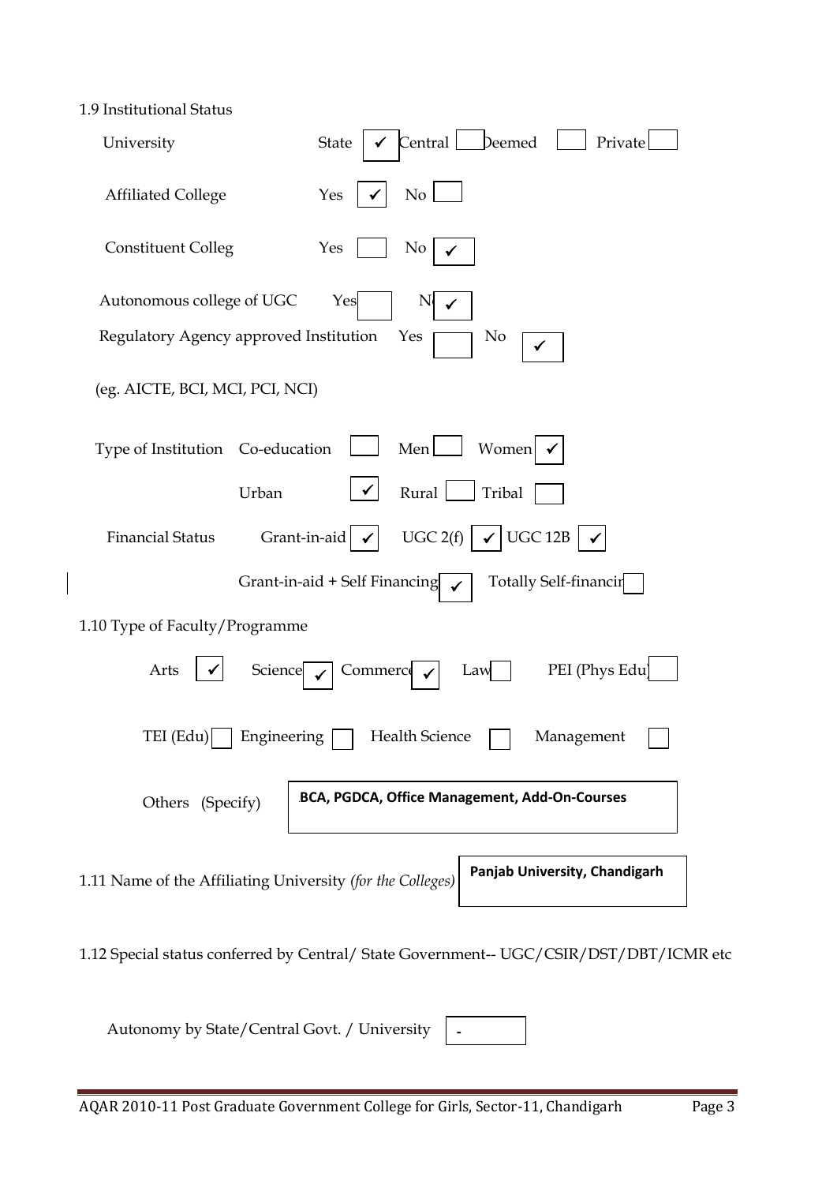1.9 Institutional Status

University — State ✓ | Central ☐ | Deemed ☐ | Private ☐

Affiliated College — Yes ✓ | No ☐

Constituent Colleg — Yes ☐ | No ✓

Autonomous college of UGC — Yes ☐ | No ✓

Regulatory Agency approved Institution — Yes ☐ | No ✓

(eg. AICTE, BCI, MCI, PCI, NCI)

Type of Institution — Co-education ☐ | Men ☐ | Women ✓

Urban ✓ | Rural ☐ | Tribal ☐

Financial Status — Grant-in-aid ✓ | UGC 2(f) ✓ | UGC 12B ✓

Grant-in-aid + Self Financing ✓ | Totally Self-financing ☐

1.10 Type of Faculty/Programme

Arts ✓ | Science ✓ | Commerce ✓ | Law ☐ | PEI (Phys Edu) ☐

TEI (Edu) ☐ | Engineering ☐ | Health Science ☐ | Management ☐

Others (Specify): **BCA, PGDCA, Office Management, Add-On-Courses**

1.11 Name of the Affiliating University *(for the Colleges)*: **Panjab University, Chandigarh**

1.12 Special status conferred by Central/ State Government-- UGC/CSIR/DST/DBT/ICMR etc

Autonomy by State/Central Govt. / University: -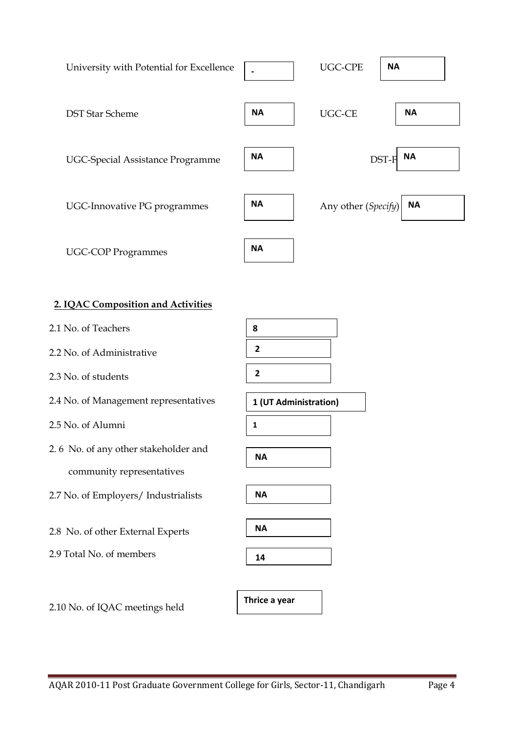| | | | |
|---|---|---|---|
| University with Potential for Excellence | - | UGC-CPE | NA |
| DST Star Scheme | NA | UGC-CE | NA |
| UGC-Special Assistance Programme | NA | DST-F | NA |
| UGC-Innovative PG programmes | NA | Any other (*Specify*) | NA |
| UGC-COP Programmes | NA | | |

## 2. IQAC Composition and Activities

| | |
|---|---|
| 2.1 No. of Teachers | 8 |
| 2.2 No. of Administrative | 2 |
| 2.3 No. of students | 2 |
| 2.4 No. of Management representatives | 1 (UT Administration) |
| 2.5 No. of Alumni | 1 |
| 2.6 No. of any other stakeholder and community representatives | NA |
| 2.7 No. of Employers/ Industrialists | NA |
| 2.8 No. of other External Experts | NA |
| 2.9 Total No. of members | 14 |
| 2.10 No. of IQAC meetings held | Thrice a year |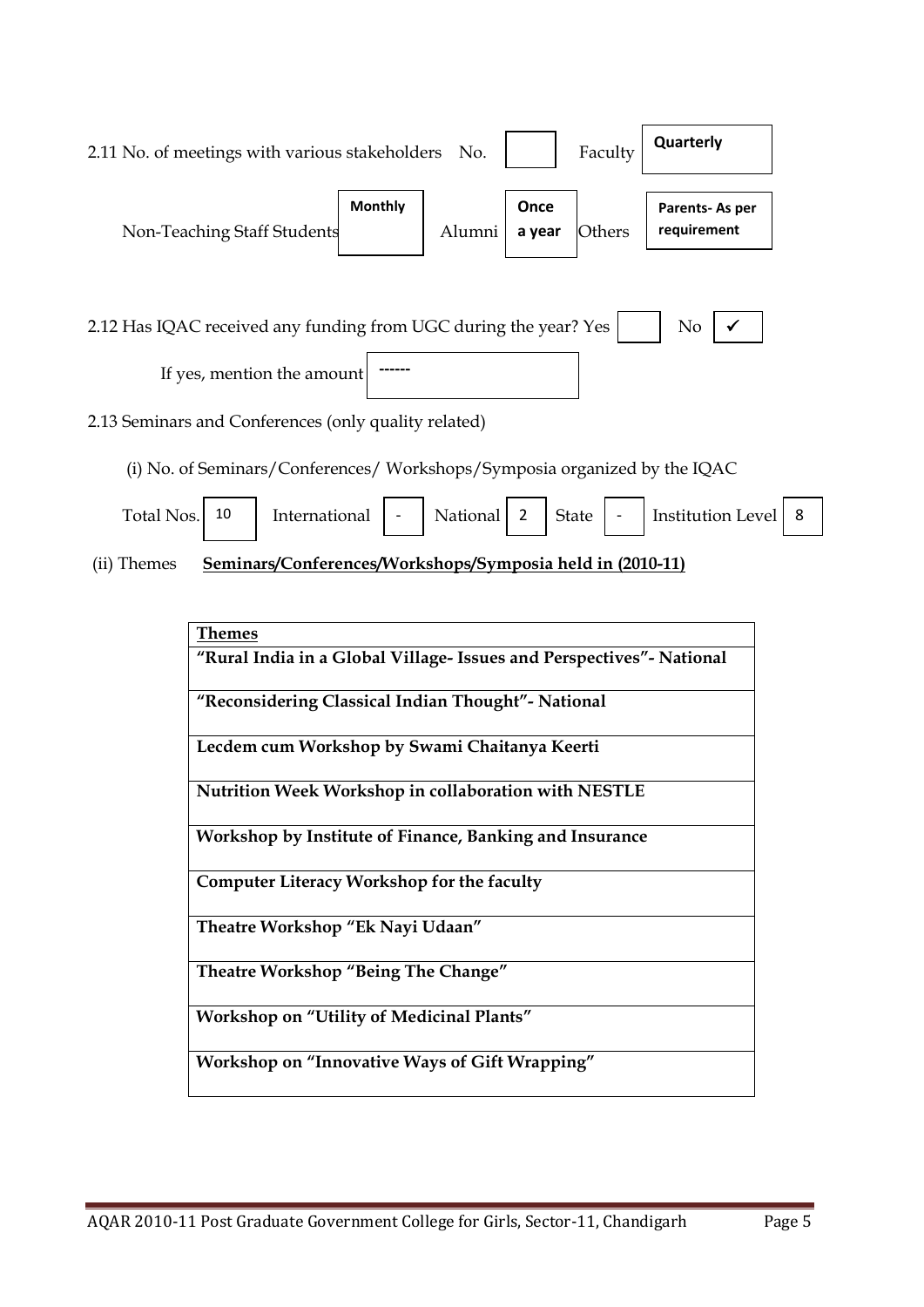2.11 No. of meetings with various stakeholders No. [ ] Faculty **Quarterly**

Non-Teaching Staff Students **Monthly** Alumni **Once a year** Others **Parents- As per requirement**

2.12 Has IQAC received any funding from UGC during the year? Yes [ ] No [✓]

If yes, mention the amount ------

2.13 Seminars and Conferences (only quality related)

(i) No. of Seminars/Conferences/ Workshops/Symposia organized by the IQAC

| Total Nos. | International | National | State | Institution Level |
|---|---|---|---|---|
| 10 | - | 2 | - | 8 |

(ii) Themes **Seminars/Conferences/Workshops/Symposia held in (2010-11)**

| **Themes** |
|---|
| **"Rural India in a Global Village- Issues and Perspectives"- National** |
| **"Reconsidering Classical Indian Thought"- National** |
| **Lecdem cum Workshop by Swami Chaitanya Keerti** |
| **Nutrition Week Workshop in collaboration with NESTLE** |
| **Workshop by Institute of Finance, Banking and Insurance** |
| **Computer Literacy Workshop for the faculty** |
| **Theatre Workshop "Ek Nayi Udaan"** |
| **Theatre Workshop "Being The Change"** |
| **Workshop on "Utility of Medicinal Plants"** |
| **Workshop on "Innovative Ways of Gift Wrapping"** |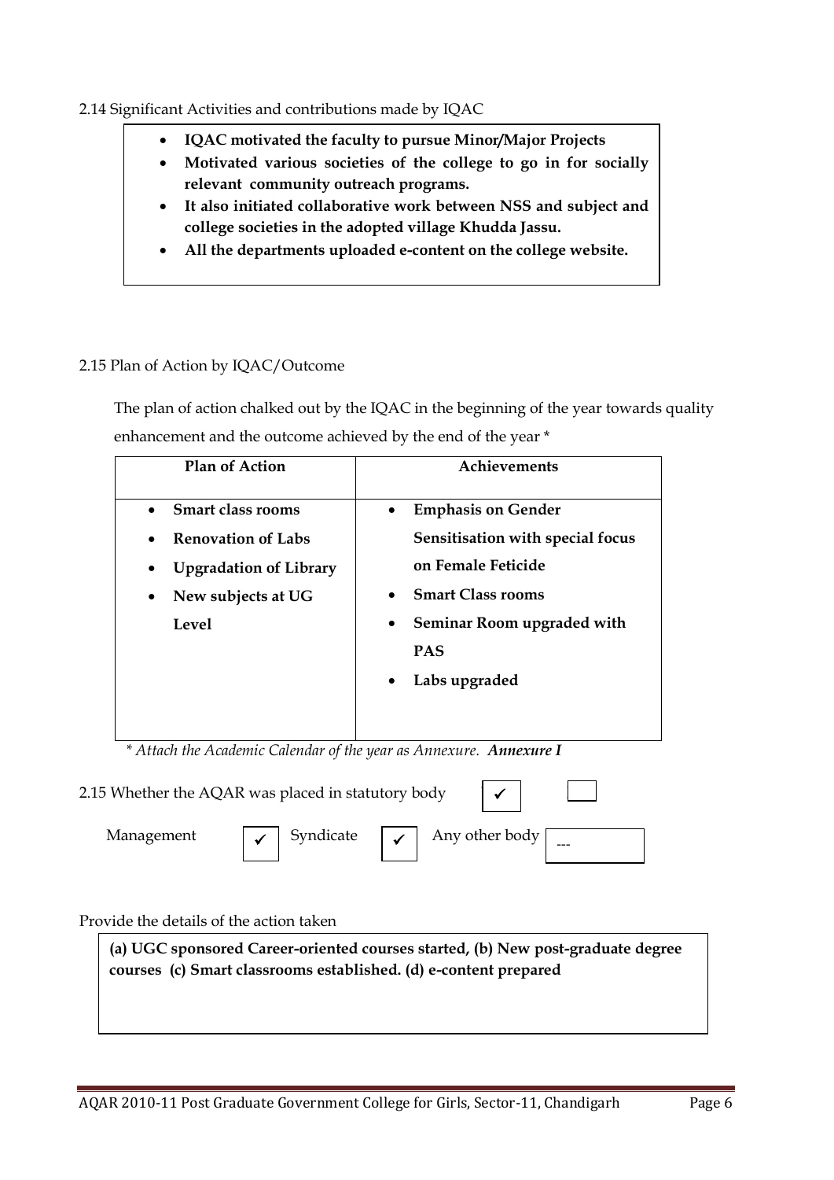2.14 Significant Activities and contributions made by IQAC

- **IQAC motivated the faculty to pursue Minor/Major Projects**
- **Motivated various societies of the college to go in for socially relevant community outreach programs.**
- **It also initiated collaborative work between NSS and subject and college societies in the adopted village Khudda Jassu.**
- **All the departments uploaded e-content on the college website.**

2.15 Plan of Action by IQAC/Outcome

The plan of action chalked out by the IQAC in the beginning of the year towards quality enhancement and the outcome achieved by the end of the year *

| Plan of Action | Achievements |
|---|---|
| • **Smart class rooms**<br>• **Renovation of Labs**<br>• **Upgradation of Library**<br>• **New subjects at UG Level** | • **Emphasis on Gender Sensitisation with special focus on Female Feticide**<br>• **Smart Class rooms**<br>• **Seminar Room upgraded with PAS**<br>• **Labs upgraded** |

*\* Attach the Academic Calendar of the year as Annexure.* ***Annexure I***

2.15 Whether the AQAR was placed in statutory body ✓

Management ✓ Syndicate ✓ Any other body ---

Provide the details of the action taken

**(a) UGC sponsored Career-oriented courses started, (b) New post-graduate degree courses (c) Smart classrooms established. (d) e-content prepared**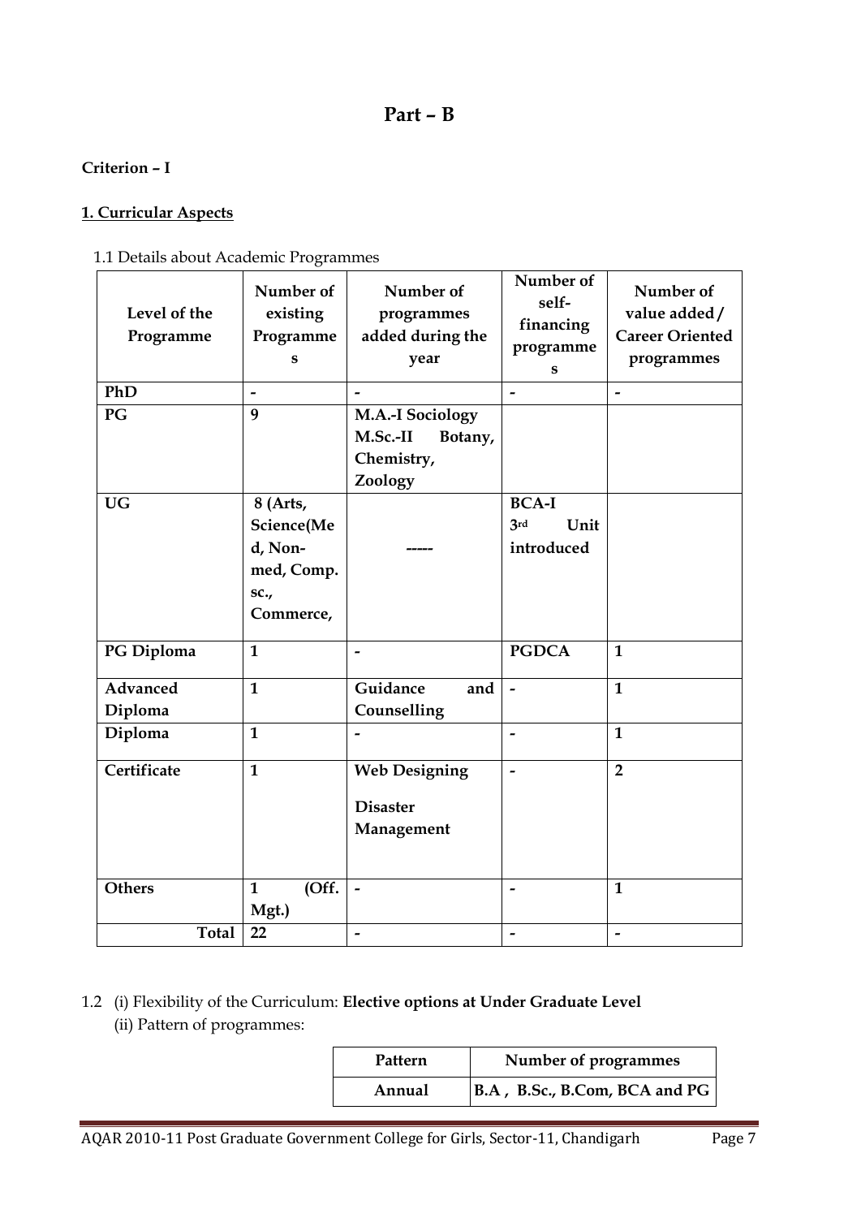# Part – B

**Criterion – I**

**1. Curricular Aspects**

1.1 Details about Academic Programmes

| Level of the Programme | Number of existing Programmes | Number of programmes added during the year | Number of self-financing programmes | Number of value added / Career Oriented programmes |
|---|---|---|---|---|
| **PhD** | **-** | **-** | **-** | **-** |
| **PG** | **9** | **M.A.-I Sociology M.Sc.-II Botany, Chemistry, Zoology** | | |
| **UG** | **8 (Arts, Science(Med, Non-med, Comp. sc., Commerce,** | **-----** | **BCA-I 3rd Unit introduced** | |
| **PG Diploma** | **1** | **-** | **PGDCA** | **1** |
| **Advanced Diploma** | **1** | **Guidance and Counselling** | **-** | **1** |
| **Diploma** | **1** | **-** | **-** | **1** |
| **Certificate** | **1** | **Web Designing Disaster Management** | **-** | **2** |
| **Others** | **1 (Off. Mgt.)** | **-** | **-** | **1** |
| **Total** | **22** | **-** | **-** | **-** |

1.2 (i) Flexibility of the Curriculum: **Elective options at Under Graduate Level**

(ii) Pattern of programmes:

| Pattern | Number of programmes |
|---|---|
| **Annual** | **B.A , B.Sc., B.Com, BCA and PG** |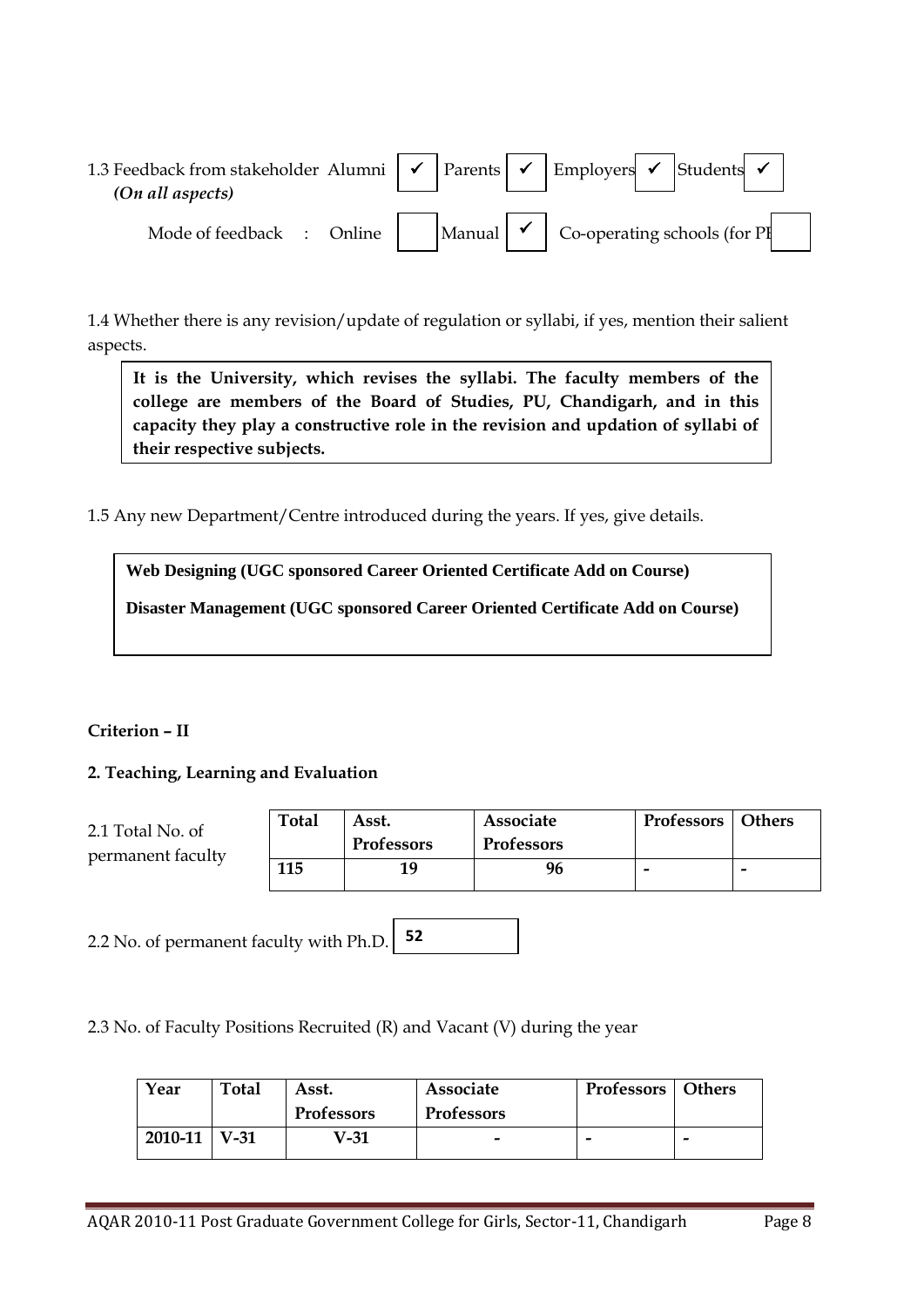1.3 Feedback from stakeholder Alumni ✓ Parents ✓ Employers ✓ Students ✓
*(On all aspects)*

Mode of feedback : Online ☐ Manual ✓ Co-operating schools (for PE ☐

1.4 Whether there is any revision/update of regulation or syllabi, if yes, mention their salient aspects.

**It is the University, which revises the syllabi. The faculty members of the college are members of the Board of Studies, PU, Chandigarh, and in this capacity they play a constructive role in the revision and updation of syllabi of their respective subjects.**

1.5 Any new Department/Centre introduced during the years. If yes, give details.

**Web Designing (UGC sponsored Career Oriented Certificate Add on Course)**

**Disaster Management (UGC sponsored Career Oriented Certificate Add on Course)**

**Criterion – II**

**2. Teaching, Learning and Evaluation**

2.1 Total No. of permanent faculty

| Total | Asst. Professors | Associate Professors | Professors | Others |
|---|---|---|---|---|
| 115 | 19 | 96 | - | - |

2.2 No. of permanent faculty with Ph.D. **52**

2.3 No. of Faculty Positions Recruited (R) and Vacant (V) during the year

| Year | Total | Asst. Professors | Associate Professors | Professors | Others |
|---|---|---|---|---|---|
| 2010-11 | V-31 | V-31 | - | - | - |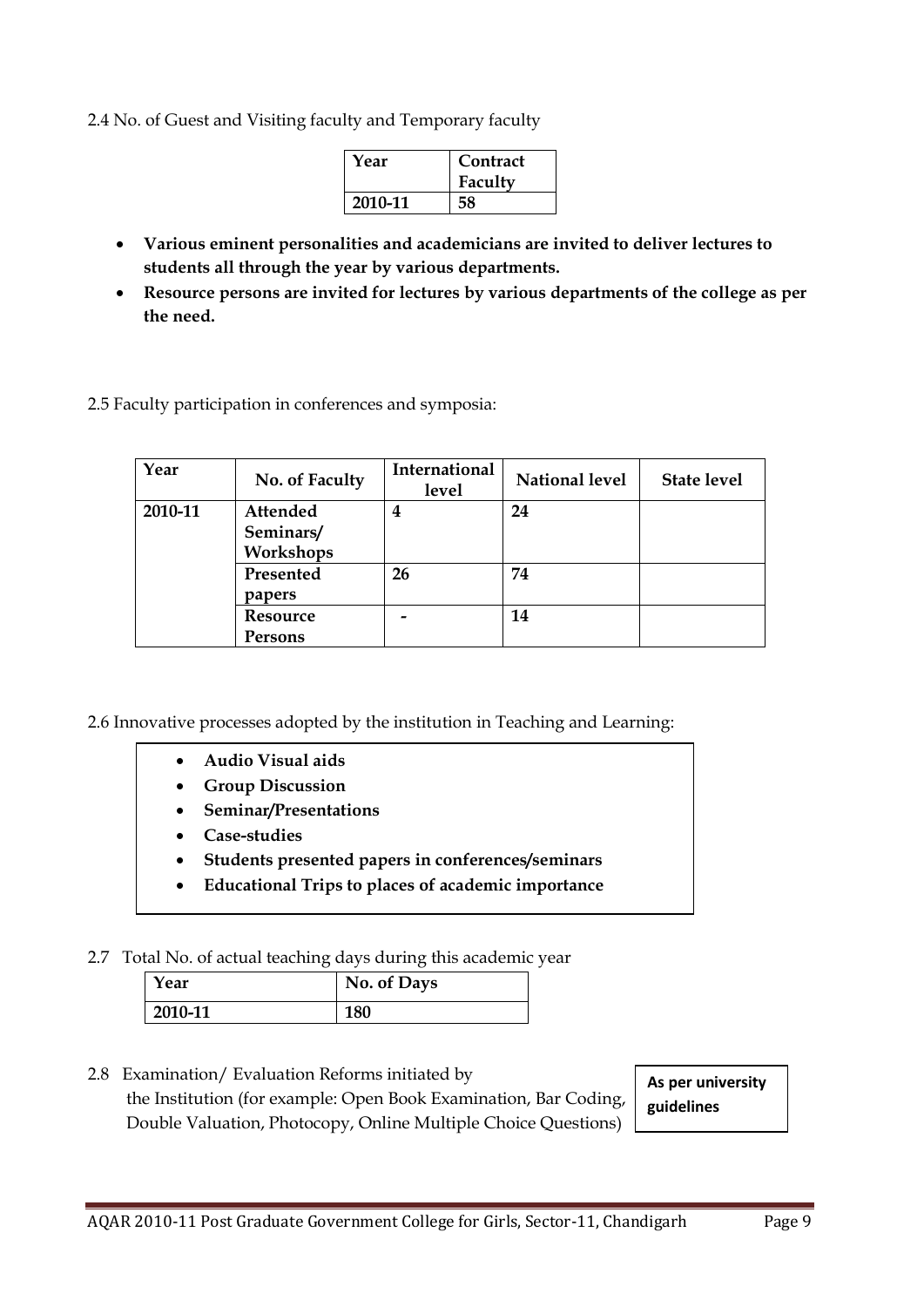2.4 No. of Guest and Visiting faculty and Temporary faculty

| Year | Contract Faculty |
|---|---|
| 2010-11 | 58 |

- **Various eminent personalities and academicians are invited to deliver lectures to students all through the year by various departments.**
- **Resource persons are invited for lectures by various departments of the college as per the need.**

2.5 Faculty participation in conferences and symposia:

| Year | No. of Faculty | International level | National level | State level |
|---|---|---|---|---|
| 2010-11 | Attended Seminars/ Workshops | 4 | 24 | |
| | Presented papers | 26 | 74 | |
| | Resource Persons | - | 14 | |

2.6 Innovative processes adopted by the institution in Teaching and Learning:

- **Audio Visual aids**
- **Group Discussion**
- **Seminar/Presentations**
- **Case-studies**
- **Students presented papers in conferences/seminars**
- **Educational Trips to places of academic importance**

2.7 Total No. of actual teaching days during this academic year

| Year | No. of Days |
|---|---|
| 2010-11 | 180 |

2.8 Examination/ Evaluation Reforms initiated by the Institution (for example: Open Book Examination, Bar Coding, Double Valuation, Photocopy, Online Multiple Choice Questions)

**As per university guidelines**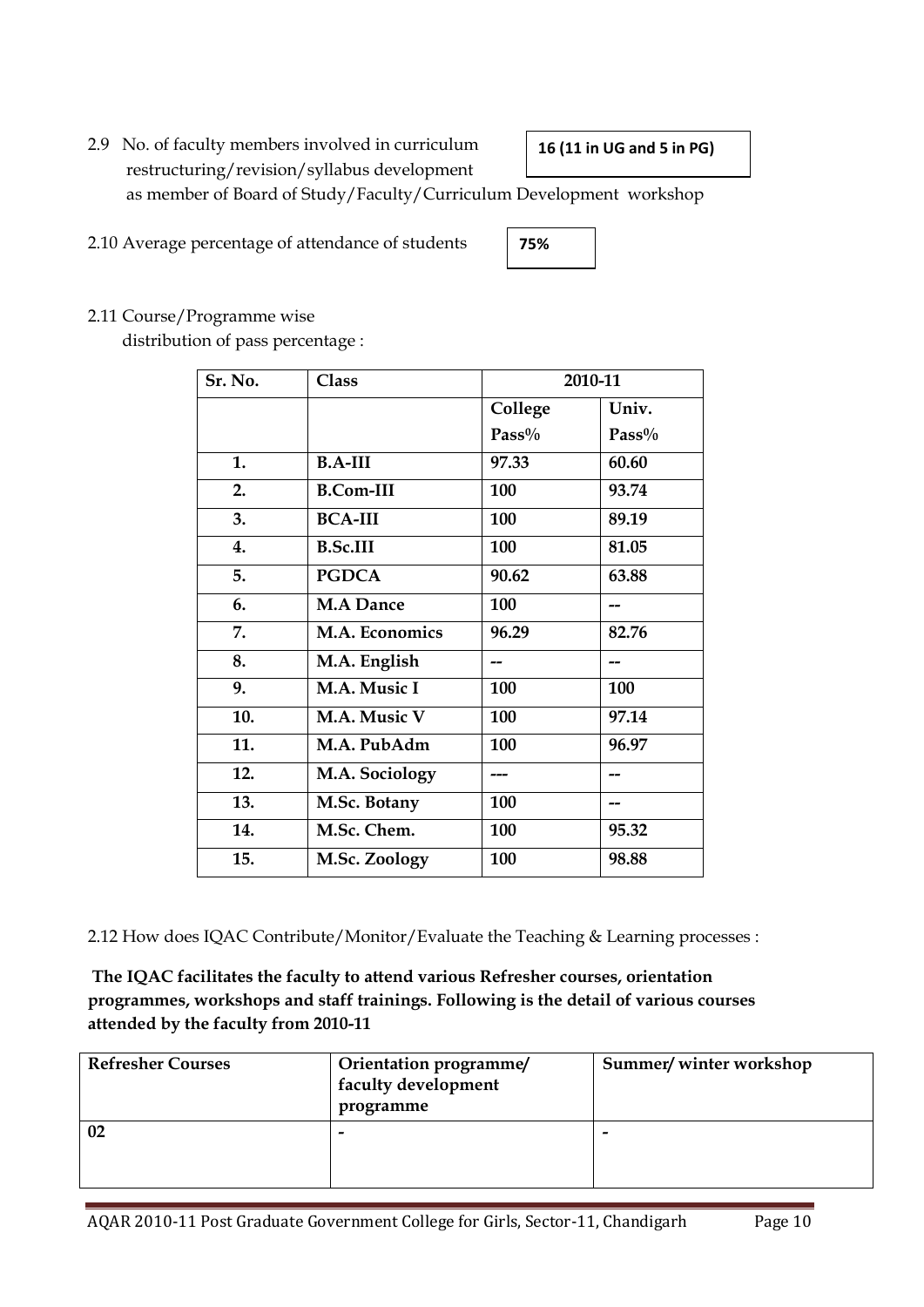2.9 No. of faculty members involved in curriculum restructuring/revision/syllabus development as member of Board of Study/Faculty/Curriculum Development workshop

**16 (11 in UG and 5 in PG)**

2.10 Average percentage of attendance of students

**75%**

2.11 Course/Programme wise distribution of pass percentage :

| Sr. No. | Class | 2010-11 | |
|---|---|---|---|
| | | College Pass% | Univ. Pass% |
| 1. | B.A-III | 97.33 | 60.60 |
| 2. | B.Com-III | 100 | 93.74 |
| 3. | BCA-III | 100 | 89.19 |
| 4. | B.Sc.III | 100 | 81.05 |
| 5. | PGDCA | 90.62 | 63.88 |
| 6. | M.A Dance | 100 | -- |
| 7. | M.A. Economics | 96.29 | 82.76 |
| 8. | M.A. English | -- | -- |
| 9. | M.A. Music I | 100 | 100 |
| 10. | M.A. Music V | 100 | 97.14 |
| 11. | M.A. PubAdm | 100 | 96.97 |
| 12. | M.A. Sociology | --- | -- |
| 13. | M.Sc. Botany | 100 | -- |
| 14. | M.Sc. Chem. | 100 | 95.32 |
| 15. | M.Sc. Zoology | 100 | 98.88 |

2.12 How does IQAC Contribute/Monitor/Evaluate the Teaching & Learning processes :

**The IQAC facilitates the faculty to attend various Refresher courses, orientation programmes, workshops and staff trainings. Following is the detail of various courses attended by the faculty from 2010-11**

| Refresher Courses | Orientation programme/ faculty development programme | Summer/ winter workshop |
|---|---|---|
| 02 | - | - |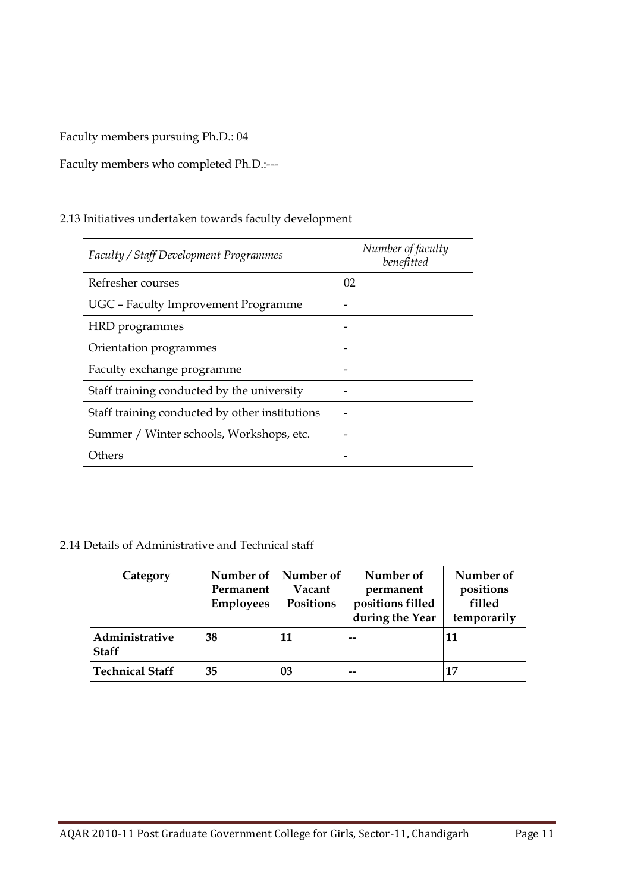Faculty members pursuing Ph.D.: 04

Faculty members who completed Ph.D.:---

2.13 Initiatives undertaken towards faculty development

| *Faculty / Staff Development Programmes* | *Number of faculty benefitted* |
|---|---|
| Refresher courses | 02 |
| UGC – Faculty Improvement Programme | - |
| HRD programmes | - |
| Orientation programmes | - |
| Faculty exchange programme | - |
| Staff training conducted by the university | - |
| Staff training conducted by other institutions | - |
| Summer / Winter schools, Workshops, etc. | - |
| Others | - |

2.14 Details of Administrative and Technical staff

| Category | Number of Permanent Employees | Number of Vacant Positions | Number of permanent positions filled during the Year | Number of positions filled temporarily |
|---|---|---|---|---|
| **Administrative Staff** | **38** | **11** | **--** | **11** |
| **Technical Staff** | **35** | **03** | **--** | **17** |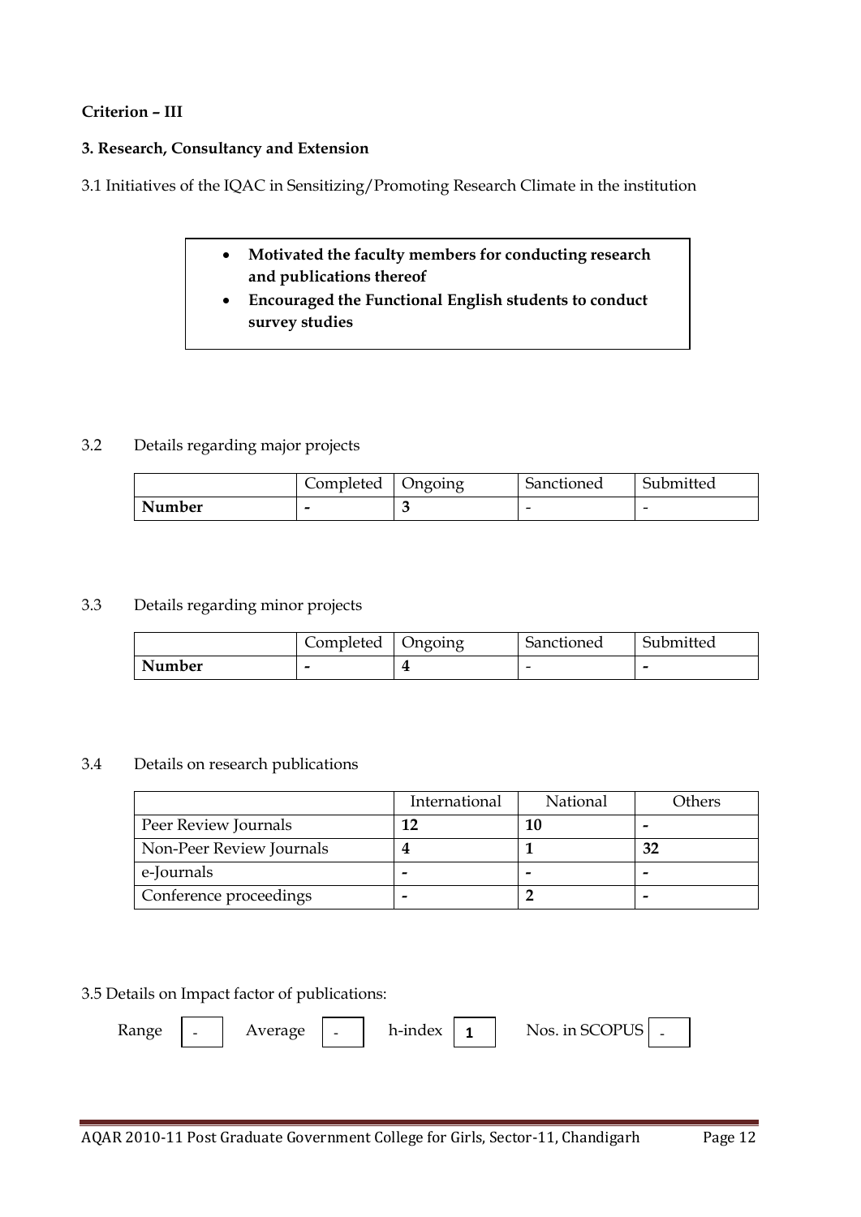**Criterion – III**

**3. Research, Consultancy and Extension**

3.1 Initiatives of the IQAC in Sensitizing/Promoting Research Climate in the institution

- **Motivated the faculty members for conducting research and publications thereof**
- **Encouraged the Functional English students to conduct survey studies**

3.2 Details regarding major projects

| | Completed | Ongoing | Sanctioned | Submitted |
|---|---|---|---|---|
| **Number** | - | 3 | - | - |

3.3 Details regarding minor projects

| | Completed | Ongoing | Sanctioned | Submitted |
|---|---|---|---|---|
| **Number** | - | 4 | - | - |

3.4 Details on research publications

| | International | National | Others |
|---|---|---|---|
| Peer Review Journals | **12** | **10** | - |
| Non-Peer Review Journals | **4** | **1** | **32** |
| e-Journals | - | - | - |
| Conference proceedings | - | **2** | - |

3.5 Details on Impact factor of publications:

Range - Average - h-index 1 Nos. in SCOPUS -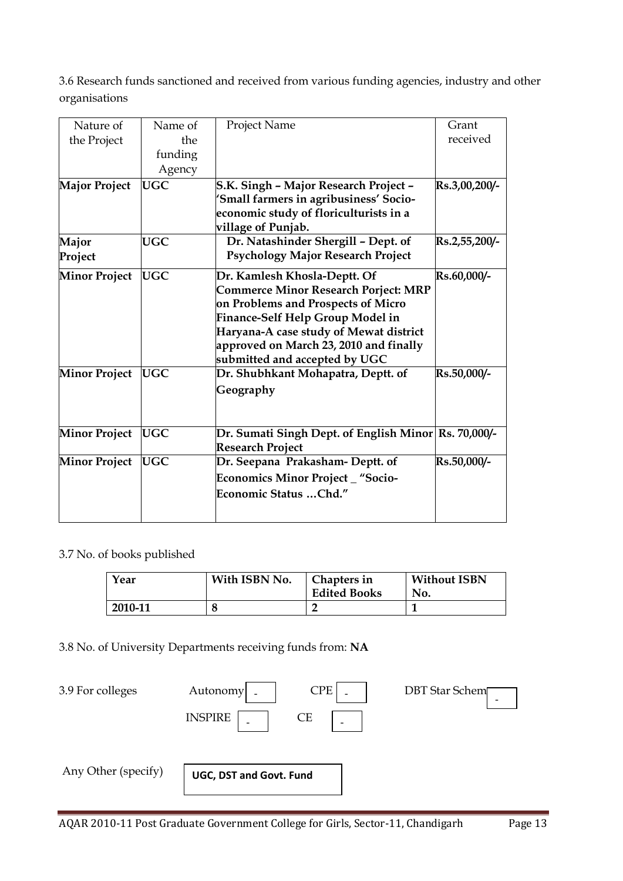3.6 Research funds sanctioned and received from various funding agencies, industry and other organisations

| Nature of the Project | Name of the funding Agency | Project Name | Grant received |
|---|---|---|---|
| **Major Project** | **UGC** | **S.K. Singh – Major Research Project – 'Small farmers in agribusiness' Socio-economic study of floriculturists in a village of Punjab.** | **Rs.3,00,200/-** |
| **Major Project** | **UGC** | **Dr. Natashinder Shergill – Dept. of Psychology Major Research Project** | **Rs.2,55,200/-** |
| **Minor Project** | **UGC** | **Dr. Kamlesh Khosla-Deptt. Of Commerce Minor Research Porject: MRP on Problems and Prospects of Micro Finance-Self Help Group Model in Haryana-A case study of Mewat district approved on March 23, 2010 and finally submitted and accepted by UGC** | **Rs.60,000/-** |
| **Minor Project** | **UGC** | **Dr. Shubhkant Mohapatra, Deptt. of Geography** | **Rs.50,000/-** |
| **Minor Project** | **UGC** | **Dr. Sumati Singh Dept. of English Minor Research Project** | **Rs. 70,000/-** |
| **Minor Project** | **UGC** | **Dr. Seepana Prakasham- Deptt. of Economics Minor Project _ "Socio-Economic Status …Chd."** | **Rs.50,000/-** |

3.7 No. of books published

| Year | With ISBN No. | Chapters in Edited Books | Without ISBN No. |
|---|---|---|---|
| **2010-11** | **8** | **2** | **1** |

3.8 No. of University Departments receiving funds from: **NA**

3.9 For colleges

| | | | | | |
|---|---|---|---|---|---|
| Autonomy | - | CPE | - | DBT Star Schem | - |
| INSPIRE | - | CE | - | | |

Any Other (specify) **UGC, DST and Govt. Fund**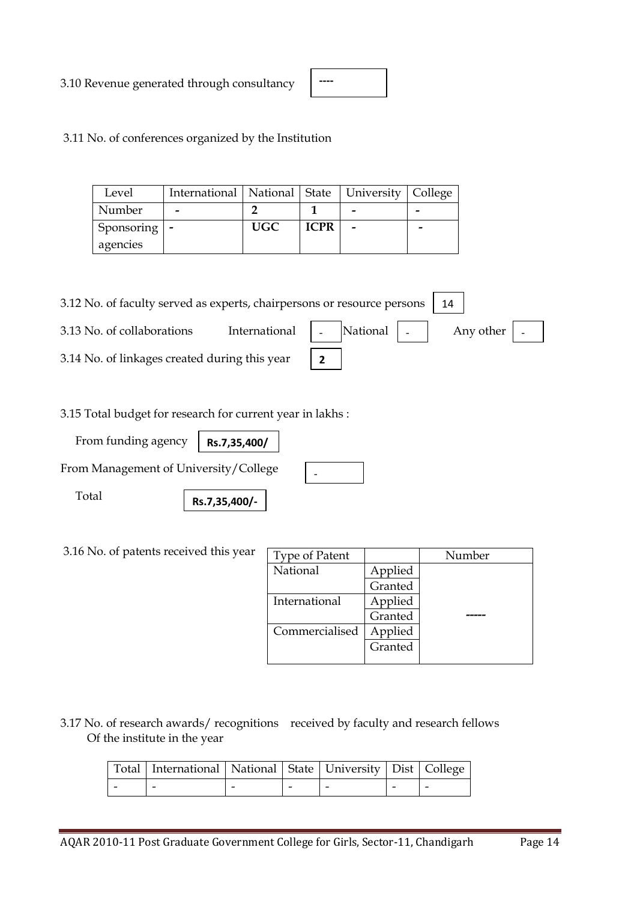3.10 Revenue generated through consultancy ----

3.11 No. of conferences organized by the Institution

| Level | International | National | State | University | College |
|---|---|---|---|---|---|
| Number | - | 2 | 1 | - | - |
| Sponsoring agencies | - | UGC | ICPR | - | - |

3.12 No. of faculty served as experts, chairpersons or resource persons 14

3.13 No. of collaborations International - National - Any other -

3.14 No. of linkages created during this year 2

3.15 Total budget for research for current year in lakhs :

From funding agency **Rs.7,35,400/**

From Management of University/College -

Total **Rs.7,35,400/-**

3.16 No. of patents received this year

| Type of Patent | | Number |
|---|---|---|
| National | Applied | ----- |
| | Granted | |
| International | Applied | |
| | Granted | |
| Commercialised | Applied | |
| | Granted | |

3.17 No. of research awards/ recognitions received by faculty and research fellows Of the institute in the year

| Total | International | National | State | University | Dist | College |
|---|---|---|---|---|---|---|
| - | - | - | - | - | - | - |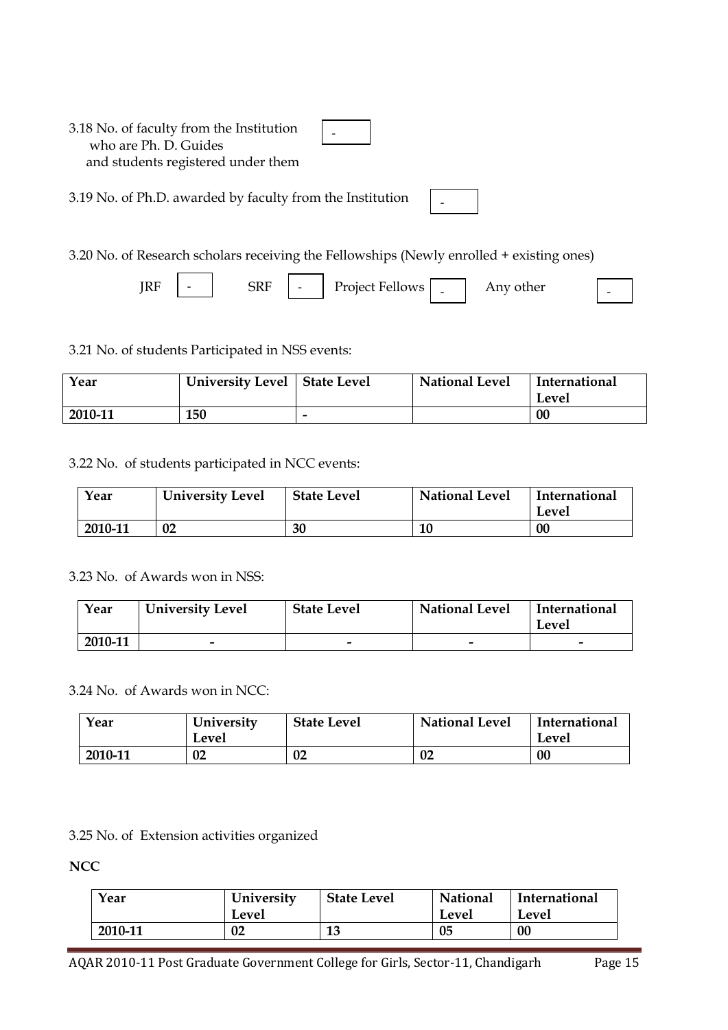3.18 No. of faculty from the Institution who are Ph. D. Guides and students registered under them -

3.19 No. of Ph.D. awarded by faculty from the Institution -

3.20 No. of Research scholars receiving the Fellowships (Newly enrolled + existing ones)

JRF - SRF - Project Fellows - Any other -

3.21 No. of students Participated in NSS events:

| Year | University Level | State Level | National Level | International Level |
|---|---|---|---|---|
| 2010-11 | 150 | - | | 00 |

3.22 No. of students participated in NCC events:

| Year | University Level | State Level | National Level | International Level |
|---|---|---|---|---|
| 2010-11 | 02 | 30 | 10 | 00 |

3.23 No. of Awards won in NSS:

| Year | University Level | State Level | National Level | International Level |
|---|---|---|---|---|
| 2010-11 | - | - | - | - |

3.24 No. of Awards won in NCC:

| Year | University Level | State Level | National Level | International Level |
|---|---|---|---|---|
| 2010-11 | 02 | 02 | 02 | 00 |

3.25 No. of Extension activities organized

**NCC**

| Year | University Level | State Level | National Level | International Level |
|---|---|---|---|---|
| 2010-11 | 02 | 13 | 05 | 00 |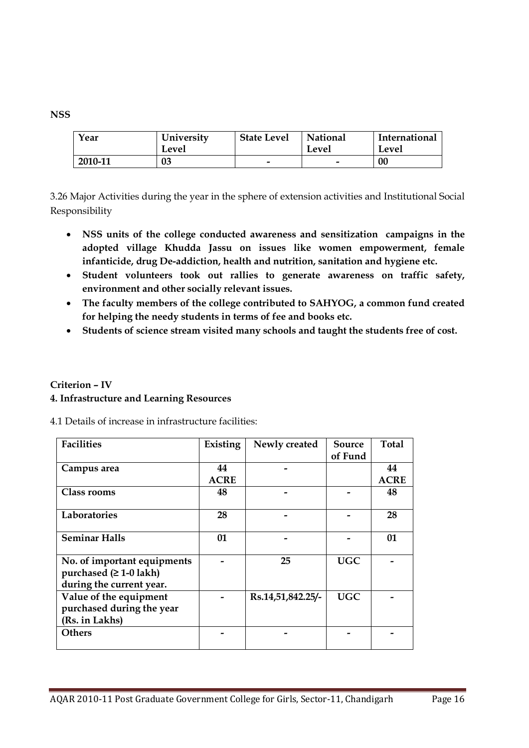**NSS**

| Year | University Level | State Level | National Level | International Level |
|---|---|---|---|---|
| **2010-11** | **03** | **-** | **-** | **00** |

3.26 Major Activities during the year in the sphere of extension activities and Institutional Social Responsibility

- **NSS units of the college conducted awareness and sensitization campaigns in the adopted village Khudda Jassu on issues like women empowerment, female infanticide, drug De-addiction, health and nutrition, sanitation and hygiene etc.**
- **Student volunteers took out rallies to generate awareness on traffic safety, environment and other socially relevant issues.**
- **The faculty members of the college contributed to SAHYOG, a common fund created for helping the needy students in terms of fee and books etc.**
- **Students of science stream visited many schools and taught the students free of cost.**

**Criterion – IV**

**4. Infrastructure and Learning Resources**

4.1 Details of increase in infrastructure facilities:

| Facilities | Existing | Newly created | Source of Fund | Total |
|---|---|---|---|---|
| **Campus area** | **44 ACRE** | **-** | | **44 ACRE** |
| **Class rooms** | **48** | **-** | **-** | **48** |
| **Laboratories** | **28** | **-** | **-** | **28** |
| **Seminar Halls** | **01** | **-** | **-** | **01** |
| **No. of important equipments purchased (≥ 1-0 lakh) during the current year.** | **-** | **25** | **UGC** | **-** |
| **Value of the equipment purchased during the year (Rs. in Lakhs)** | **-** | **Rs.14,51,842.25/-** | **UGC** | **-** |
| **Others** | **-** | **-** | **-** | **-** |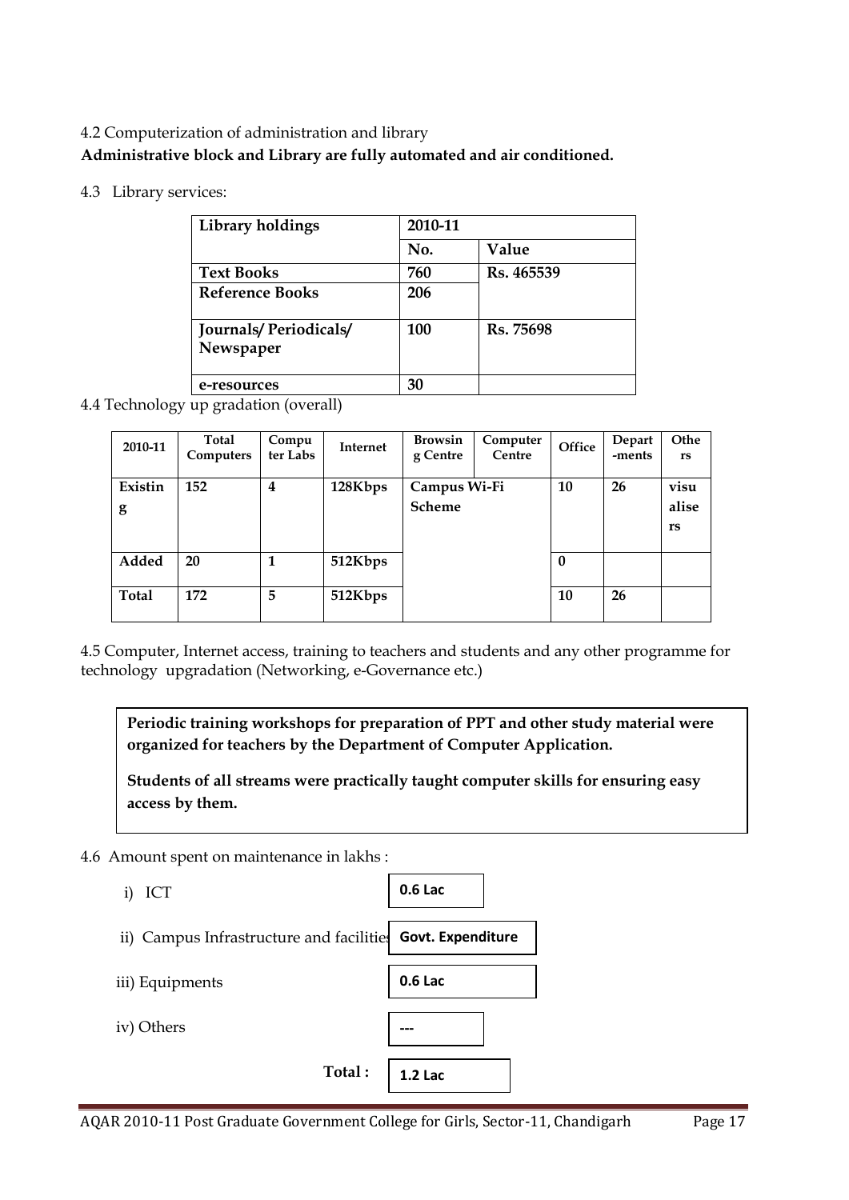4.2 Computerization of administration and library

**Administrative block and Library are fully automated and air conditioned.**

4.3 Library services:

| Library holdings | 2010-11 | |
|---|---|---|
| | No. | Value |
| **Text Books** | 760 | Rs. 465539 |
| **Reference Books** | 206 | |
| **Journals/ Periodicals/ Newspaper** | 100 | Rs. 75698 |
| **e-resources** | 30 | |

4.4 Technology up gradation (overall)

| 2010-11 | Total Computers | Computer Labs | Internet | Browsing Centre | Computer Centre | Office | Departments | Others |
|---|---|---|---|---|---|---|---|---|
| **Existing** | 152 | 4 | 128Kbps | Campus Wi-Fi Scheme | | 10 | 26 | visualisers |
| **Added** | 20 | 1 | 512Kbps | | | 0 | | |
| **Total** | 172 | 5 | 512Kbps | | | 10 | 26 | |

4.5 Computer, Internet access, training to teachers and students and any other programme for technology upgradation (Networking, e-Governance etc.)

**Periodic training workshops for preparation of PPT and other study material were organized for teachers by the Department of Computer Application.**

**Students of all streams were practically taught computer skills for ensuring easy access by them.**

4.6 Amount spent on maintenance in lakhs :

i) ICT — **0.6 Lac**

ii) Campus Infrastructure and facilities — **Govt. Expenditure**

iii) Equipments — **0.6 Lac**

iv) Others — **---**

**Total :** **1.2 Lac**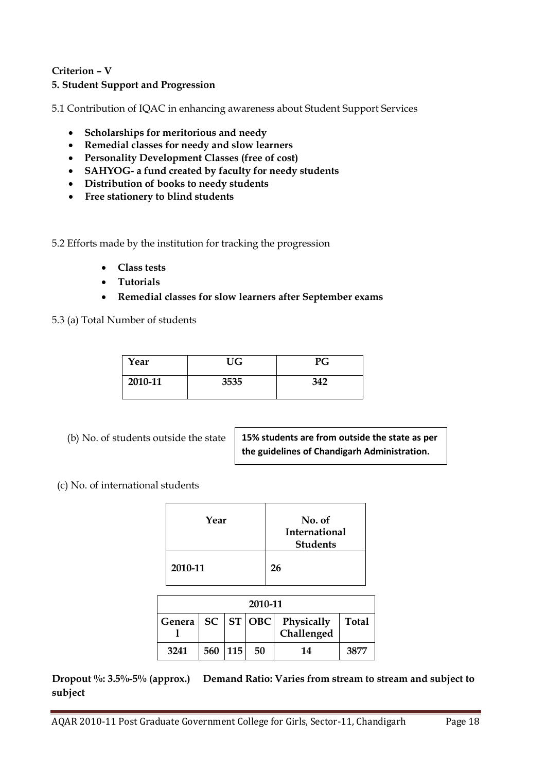**Criterion – V**

**5. Student Support and Progression**

5.1 Contribution of IQAC in enhancing awareness about Student Support Services

- **Scholarships for meritorious and needy**
- **Remedial classes for needy and slow learners**
- **Personality Development Classes (free of cost)**
- **SAHYOG- a fund created by faculty for needy students**
- **Distribution of books to needy students**
- **Free stationery to blind students**

5.2 Efforts made by the institution for tracking the progression

- **Class tests**
- **Tutorials**
- **Remedial classes for slow learners after September exams**

5.3 (a) Total Number of students

| Year | UG | PG |
|---|---|---|
| 2010-11 | 3535 | 342 |

(b) No. of students outside the state

**15% students are from outside the state as per the guidelines of Chandigarh Administration.**

(c) No. of international students

| Year | No. of International Students |
|---|---|
| 2010-11 | 26 |

| 2010-11 | | | | | |
|---|---|---|---|---|---|
| General | SC | ST | OBC | Physically Challenged | Total |
| 3241 | 560 | 115 | 50 | 14 | 3877 |

**Dropout %: 3.5%-5% (approx.)** **Demand Ratio: Varies from stream to stream and subject to subject**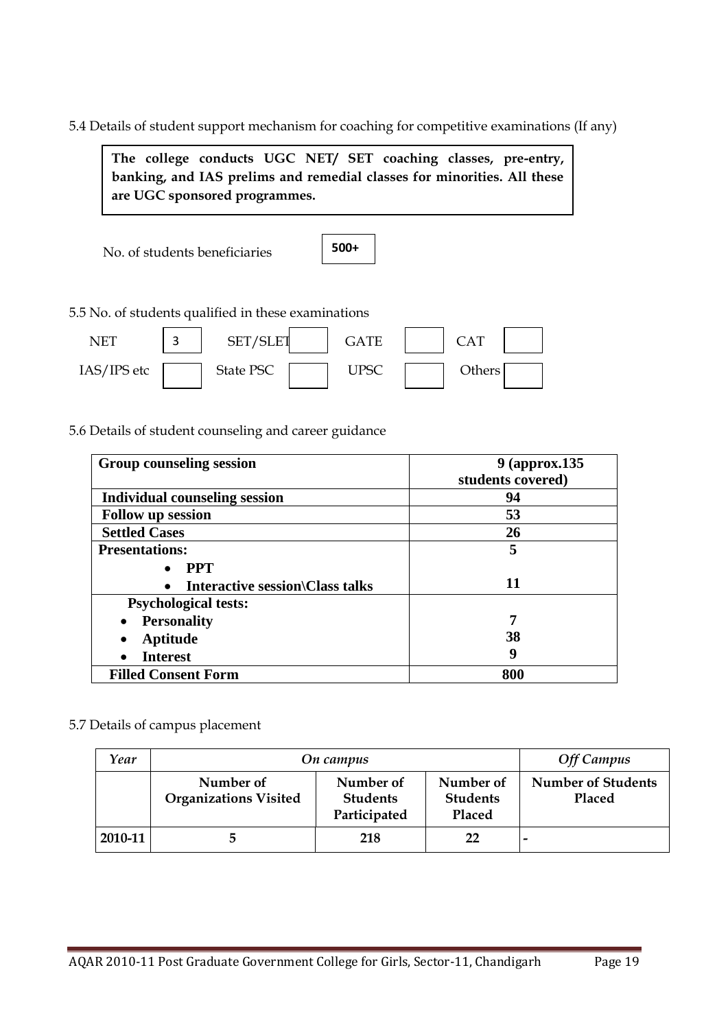5.4 Details of student support mechanism for coaching for competitive examinations (If any)

**The college conducts UGC NET/ SET coaching classes, pre-entry, banking, and IAS prelims and remedial classes for minorities. All these are UGC sponsored programmes.**

No. of students beneficiaries **500+**

5.5 No. of students qualified in these examinations

| | | | | | | | |
|---|---|---|---|---|---|---|---|
| NET | 3 | SET/SLET | | GATE | | CAT | |
| IAS/IPS etc | | State PSC | | UPSC | | Others | |

5.6 Details of student counseling and career guidance

| | |
|---|---|
| **Group counseling session** | **9 (approx.135 students covered)** |
| **Individual counseling session** | **94** |
| **Follow up session** | **53** |
| **Settled Cases** | **26** |
| **Presentations:** | |
| • **PPT** | **5** |
| • **Interactive session\Class talks** | **11** |
| **Psychological tests:** | |
| • **Personality** | **7** |
| • **Aptitude** | **38** |
| • **Interest** | **9** |
| **Filled Consent Form** | **800** |

5.7 Details of campus placement

| *Year* | *On campus* | | | *Off Campus* |
|---|---|---|---|---|
| | **Number of Organizations Visited** | **Number of Students Participated** | **Number of Students Placed** | **Number of Students Placed** |
| **2010-11** | **5** | **218** | **22** | **-** |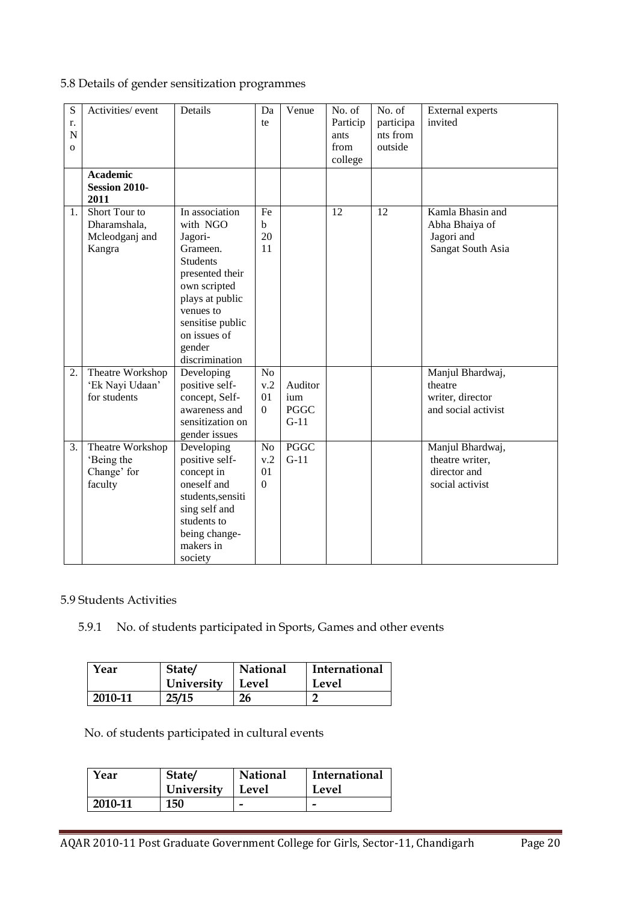5.8 Details of gender sensitization programmes

| Sr. No | Activities/ event | Details | Date | Venue | No. of Participants from college | No. of participants from outside | External experts invited |
|---|---|---|---|---|---|---|---|
| | **Academic Session 2010-2011** | | | | | | |
| 1. | Short Tour to Dharamshala, Mcleodganj and Kangra | In association with NGO Jagori-Grameen. Students presented their own scripted plays at public venues to sensitise public on issues of gender discrimination | Feb 2011 | | 12 | 12 | Kamla Bhasin and Abha Bhaiya of Jagori and Sangat South Asia |
| 2. | Theatre Workshop 'Ek Nayi Udaan' for students | Developing positive self-concept, Self-awareness and sensitization on gender issues | Nov.2010 | Auditorium PGGC G-11 | | | Manjul Bhardwaj, theatre writer, director and social activist |
| 3. | Theatre Workshop 'Being the Change' for faculty | Developing positive self-concept in oneself and students,sensitising self and students to being change-makers in society | Nov.2010 | PGGC G-11 | | | Manjul Bhardwaj, theatre writer, director and social activist |

5.9 Students Activities

5.9.1 No. of students participated in Sports, Games and other events

| Year | State/ University | National Level | International Level |
|---|---|---|---|
| 2010-11 | 25/15 | 26 | 2 |

No. of students participated in cultural events

| Year | State/ University | National Level | International Level |
|---|---|---|---|
| 2010-11 | 150 | - | - |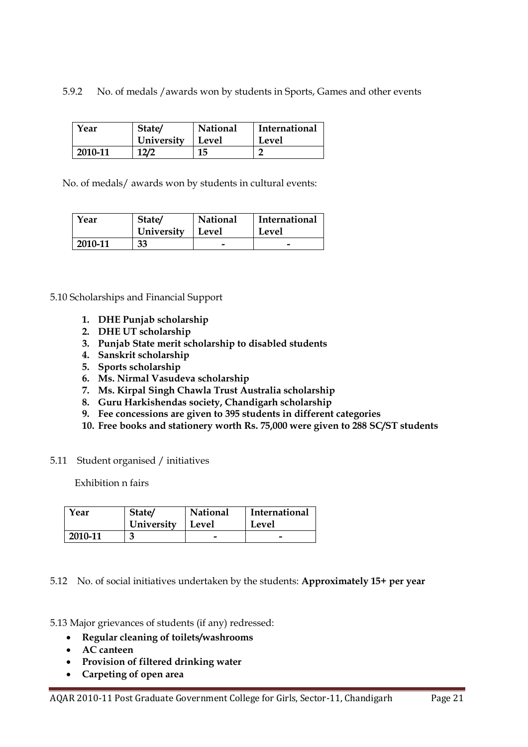5.9.2 No. of medals /awards won by students in Sports, Games and other events

| Year | State/ University | National Level | International Level |
|---|---|---|---|
| **2010-11** | **12/2** | **15** | **2** |

No. of medals/ awards won by students in cultural events:

| Year | State/ University | National Level | International Level |
|---|---|---|---|
| **2010-11** | **33** | **-** | **-** |

5.10 Scholarships and Financial Support

1. **DHE Punjab scholarship**
2. **DHE UT scholarship**
3. **Punjab State merit scholarship to disabled students**
4. **Sanskrit scholarship**
5. **Sports scholarship**
6. **Ms. Nirmal Vasudeva scholarship**
7. **Ms. Kirpal Singh Chawla Trust Australia scholarship**
8. **Guru Harkishendas society, Chandigarh scholarship**
9. **Fee concessions are given to 395 students in different categories**
10. **Free books and stationery worth Rs. 75,000 were given to 288 SC/ST students**

5.11 Student organised / initiatives

Exhibition n fairs

| Year | State/ University | National Level | International Level |
|---|---|---|---|
| **2010-11** | **3** | **-** | **-** |

5.12 No. of social initiatives undertaken by the students: **Approximately 15+ per year**

5.13 Major grievances of students (if any) redressed:

- **Regular cleaning of toilets/washrooms**
- **AC canteen**
- **Provision of filtered drinking water**
- **Carpeting of open area**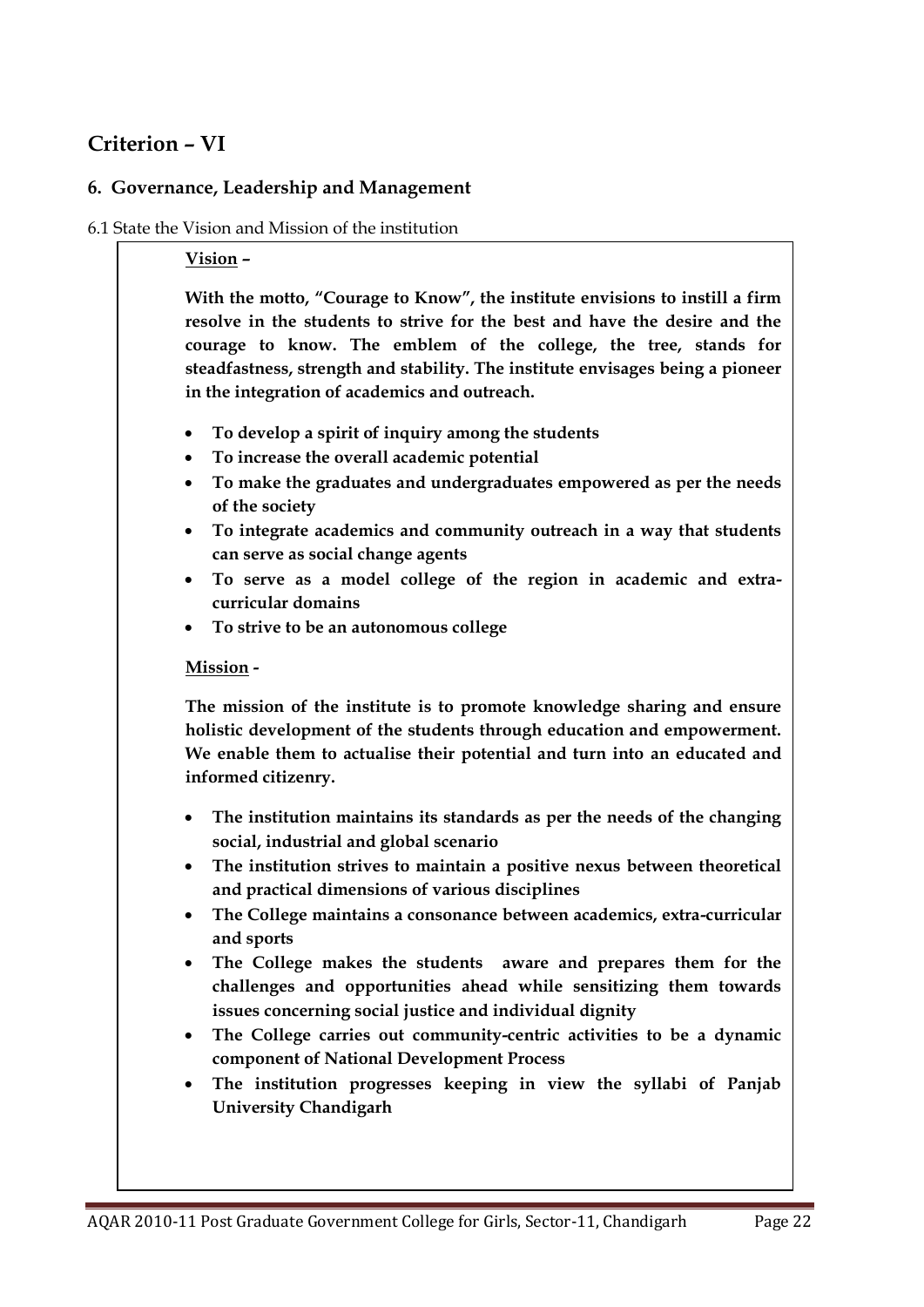# Criterion – VI

## 6. Governance, Leadership and Management

6.1 State the Vision and Mission of the institution

**Vision –**

**With the motto, "Courage to Know", the institute envisions to instill a firm resolve in the students to strive for the best and have the desire and the courage to know. The emblem of the college, the tree, stands for steadfastness, strength and stability. The institute envisages being a pioneer in the integration of academics and outreach.**

- **To develop a spirit of inquiry among the students**
- **To increase the overall academic potential**
- **To make the graduates and undergraduates empowered as per the needs of the society**
- **To integrate academics and community outreach in a way that students can serve as social change agents**
- **To serve as a model college of the region in academic and extra-curricular domains**
- **To strive to be an autonomous college**

**Mission -**

**The mission of the institute is to promote knowledge sharing and ensure holistic development of the students through education and empowerment. We enable them to actualise their potential and turn into an educated and informed citizenry.**

- **The institution maintains its standards as per the needs of the changing social, industrial and global scenario**
- **The institution strives to maintain a positive nexus between theoretical and practical dimensions of various disciplines**
- **The College maintains a consonance between academics, extra-curricular and sports**
- **The College makes the students aware and prepares them for the challenges and opportunities ahead while sensitizing them towards issues concerning social justice and individual dignity**
- **The College carries out community-centric activities to be a dynamic component of National Development Process**
- **The institution progresses keeping in view the syllabi of Panjab University Chandigarh**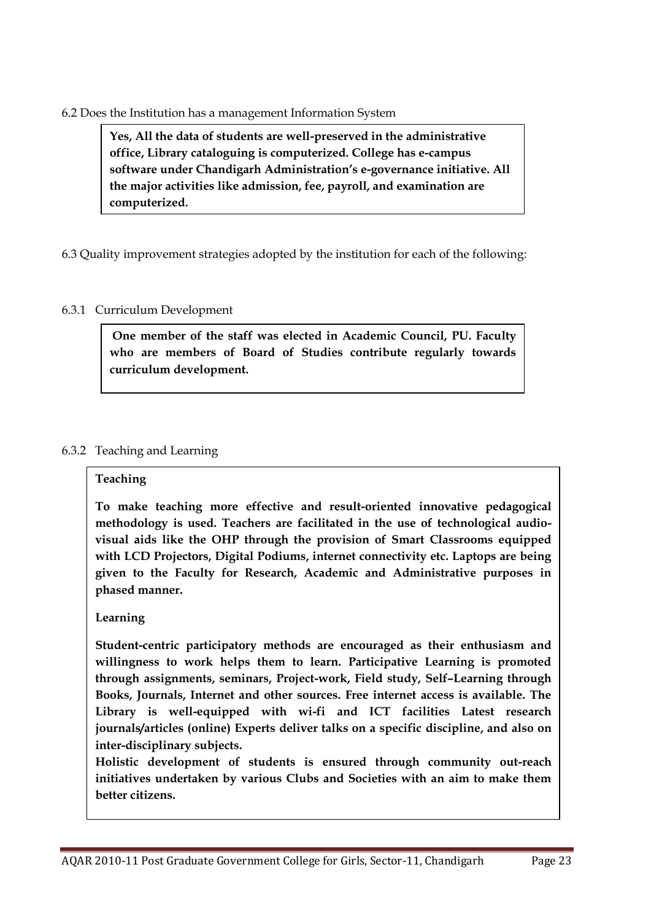6.2 Does the Institution has a management Information System

**Yes, All the data of students are well-preserved in the administrative office, Library cataloguing is computerized. College has e-campus software under Chandigarh Administration's e-governance initiative. All the major activities like admission, fee, payroll, and examination are computerized.**

6.3 Quality improvement strategies adopted by the institution for each of the following:

6.3.1 Curriculum Development

**One member of the staff was elected in Academic Council, PU. Faculty who are members of Board of Studies contribute regularly towards curriculum development.**

6.3.2 Teaching and Learning

**Teaching**

**To make teaching more effective and result-oriented innovative pedagogical methodology is used. Teachers are facilitated in the use of technological audio-visual aids like the OHP through the provision of Smart Classrooms equipped with LCD Projectors, Digital Podiums, internet connectivity etc. Laptops are being given to the Faculty for Research, Academic and Administrative purposes in phased manner.**

**Learning**

**Student-centric participatory methods are encouraged as their enthusiasm and willingness to work helps them to learn. Participative Learning is promoted through assignments, seminars, Project-work, Field study, Self–Learning through Books, Journals, Internet and other sources. Free internet access is available. The Library is well-equipped with wi-fi and ICT facilities Latest research journals/articles (online) Experts deliver talks on a specific discipline, and also on inter-disciplinary subjects.**

**Holistic development of students is ensured through community out-reach initiatives undertaken by various Clubs and Societies with an aim to make them better citizens.**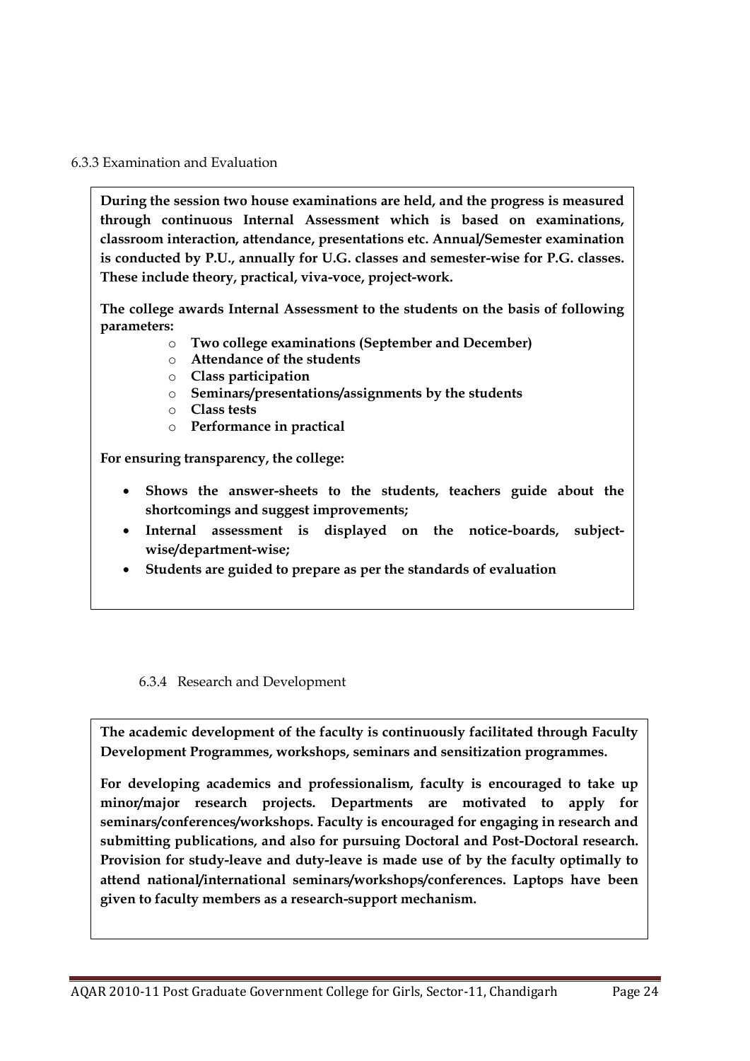6.3.3 Examination and Evaluation

**During the session two house examinations are held, and the progress is measured through continuous Internal Assessment which is based on examinations, classroom interaction, attendance, presentations etc. Annual/Semester examination is conducted by P.U., annually for U.G. classes and semester-wise for P.G. classes. These include theory, practical, viva-voce, project-work.**

**The college awards Internal Assessment to the students on the basis of following parameters:**

- **Two college examinations (September and December)**
- **Attendance of the students**
- **Class participation**
- **Seminars/presentations/assignments by the students**
- **Class tests**
- **Performance in practical**

**For ensuring transparency, the college:**

- **Shows the answer-sheets to the students, teachers guide about the shortcomings and suggest improvements;**
- **Internal assessment is displayed on the notice-boards, subject-wise/department-wise;**
- **Students are guided to prepare as per the standards of evaluation**

6.3.4 Research and Development

**The academic development of the faculty is continuously facilitated through Faculty Development Programmes, workshops, seminars and sensitization programmes.**

**For developing academics and professionalism, faculty is encouraged to take up minor/major research projects. Departments are motivated to apply for seminars/conferences/workshops. Faculty is encouraged for engaging in research and submitting publications, and also for pursuing Doctoral and Post-Doctoral research. Provision for study-leave and duty-leave is made use of by the faculty optimally to attend national/international seminars/workshops/conferences. Laptops have been given to faculty members as a research-support mechanism.**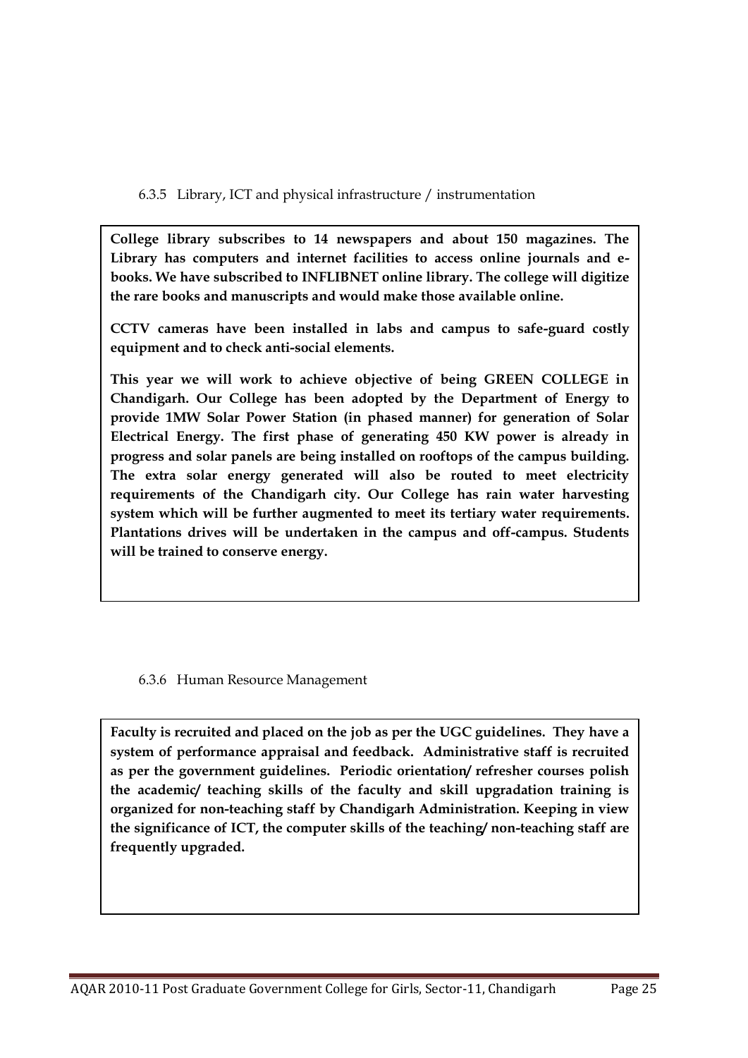6.3.5 Library, ICT and physical infrastructure / instrumentation

**College library subscribes to 14 newspapers and about 150 magazines. The Library has computers and internet facilities to access online journals and e-books. We have subscribed to INFLIBNET online library. The college will digitize the rare books and manuscripts and would make those available online.**

**CCTV cameras have been installed in labs and campus to safe-guard costly equipment and to check anti-social elements.**

**This year we will work to achieve objective of being GREEN COLLEGE in Chandigarh. Our College has been adopted by the Department of Energy to provide 1MW Solar Power Station (in phased manner) for generation of Solar Electrical Energy. The first phase of generating 450 KW power is already in progress and solar panels are being installed on rooftops of the campus building. The extra solar energy generated will also be routed to meet electricity requirements of the Chandigarh city. Our College has rain water harvesting system which will be further augmented to meet its tertiary water requirements. Plantations drives will be undertaken in the campus and off-campus. Students will be trained to conserve energy.**

6.3.6 Human Resource Management

**Faculty is recruited and placed on the job as per the UGC guidelines. They have a system of performance appraisal and feedback. Administrative staff is recruited as per the government guidelines. Periodic orientation/ refresher courses polish the academic/ teaching skills of the faculty and skill upgradation training is organized for non-teaching staff by Chandigarh Administration. Keeping in view the significance of ICT, the computer skills of the teaching/ non-teaching staff are frequently upgraded.**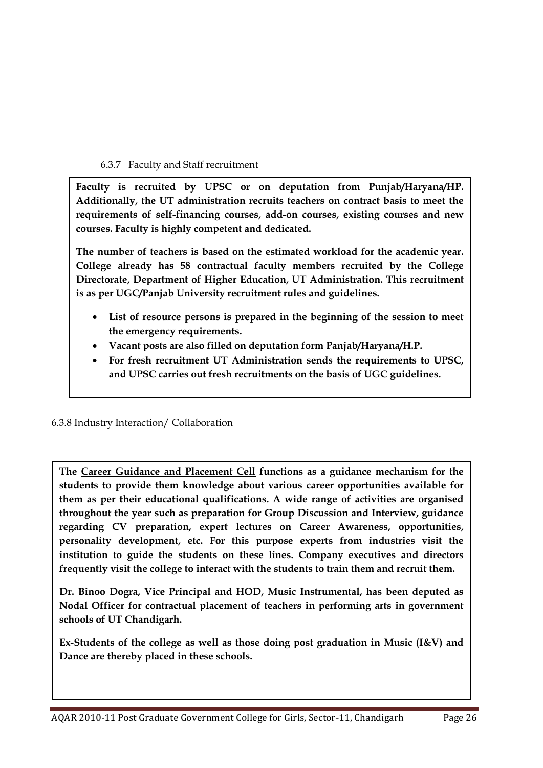#### 6.3.7 Faculty and Staff recruitment

**Faculty is recruited by UPSC or on deputation from Punjab/Haryana/HP. Additionally, the UT administration recruits teachers on contract basis to meet the requirements of self-financing courses, add-on courses, existing courses and new courses. Faculty is highly competent and dedicated.**

**The number of teachers is based on the estimated workload for the academic year. College already has 58 contractual faculty members recruited by the College Directorate, Department of Higher Education, UT Administration. This recruitment is as per UGC/Panjab University recruitment rules and guidelines.**

- **List of resource persons is prepared in the beginning of the session to meet the emergency requirements.**
- **Vacant posts are also filled on deputation form Panjab/Haryana/H.P.**
- **For fresh recruitment UT Administration sends the requirements to UPSC, and UPSC carries out fresh recruitments on the basis of UGC guidelines.**

#### 6.3.8 Industry Interaction/ Collaboration

**The Career Guidance and Placement Cell functions as a guidance mechanism for the students to provide them knowledge about various career opportunities available for them as per their educational qualifications. A wide range of activities are organised throughout the year such as preparation for Group Discussion and Interview, guidance regarding CV preparation, expert lectures on Career Awareness, opportunities, personality development, etc. For this purpose experts from industries visit the institution to guide the students on these lines. Company executives and directors frequently visit the college to interact with the students to train them and recruit them.**

**Dr. Binoo Dogra, Vice Principal and HOD, Music Instrumental, has been deputed as Nodal Officer for contractual placement of teachers in performing arts in government schools of UT Chandigarh.**

**Ex-Students of the college as well as those doing post graduation in Music (I&V) and Dance are thereby placed in these schools.**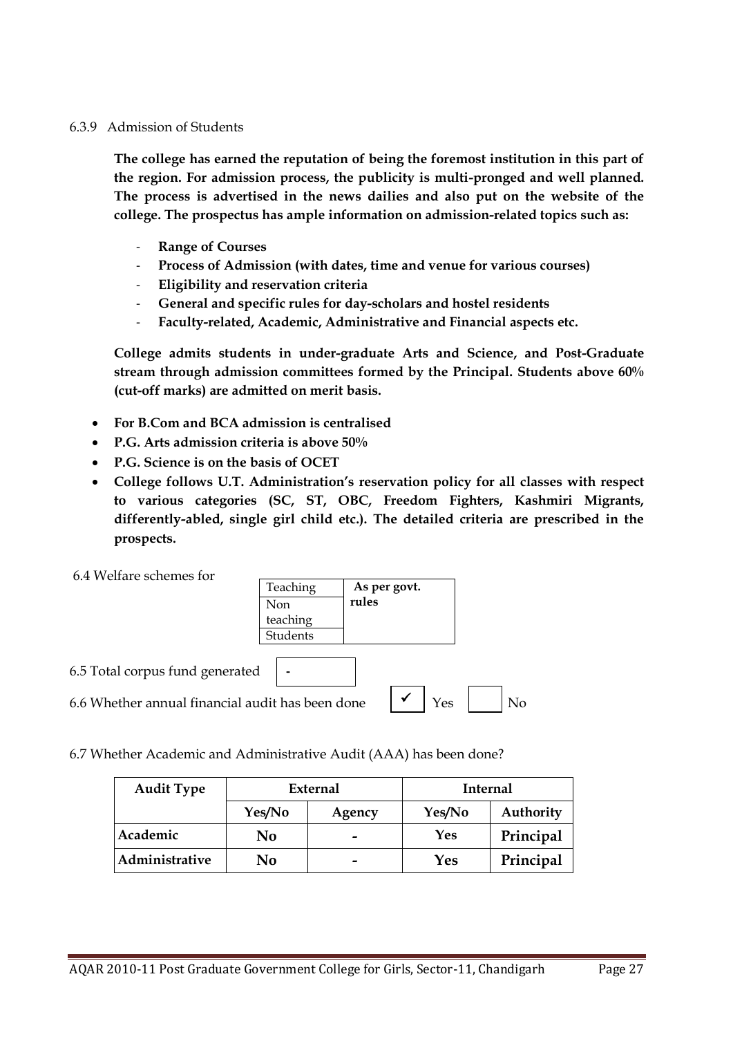6.3.9 Admission of Students

**The college has earned the reputation of being the foremost institution in this part of the region. For admission process, the publicity is multi-pronged and well planned. The process is advertised in the news dailies and also put on the website of the college. The prospectus has ample information on admission-related topics such as:**

- **Range of Courses**
- **Process of Admission (with dates, time and venue for various courses)**
- **Eligibility and reservation criteria**
- **General and specific rules for day-scholars and hostel residents**
- **Faculty-related, Academic, Administrative and Financial aspects etc.**

**College admits students in under-graduate Arts and Science, and Post-Graduate stream through admission committees formed by the Principal. Students above 60% (cut-off marks) are admitted on merit basis.**

- **For B.Com and BCA admission is centralised**
- **P.G. Arts admission criteria is above 50%**
- **P.G. Science is on the basis of OCET**
- **College follows U.T. Administration's reservation policy for all classes with respect to various categories (SC, ST, OBC, Freedom Fighters, Kashmiri Migrants, differently-abled, single girl child etc.). The detailed criteria are prescribed in the prospects.**

6.4 Welfare schemes for

| | |
|---|---|
| Teaching | **As per govt. rules** |
| Non teaching | |
| Students | |

6.5 Total corpus fund generated: -

6.6 Whether annual financial audit has been done: ✓ Yes ☐ No

6.7 Whether Academic and Administrative Audit (AAA) has been done?

| Audit Type | External | | Internal | |
|---|---|---|---|---|
| | Yes/No | Agency | Yes/No | Authority |
| Academic | No | - | Yes | Principal |
| Administrative | No | - | Yes | Principal |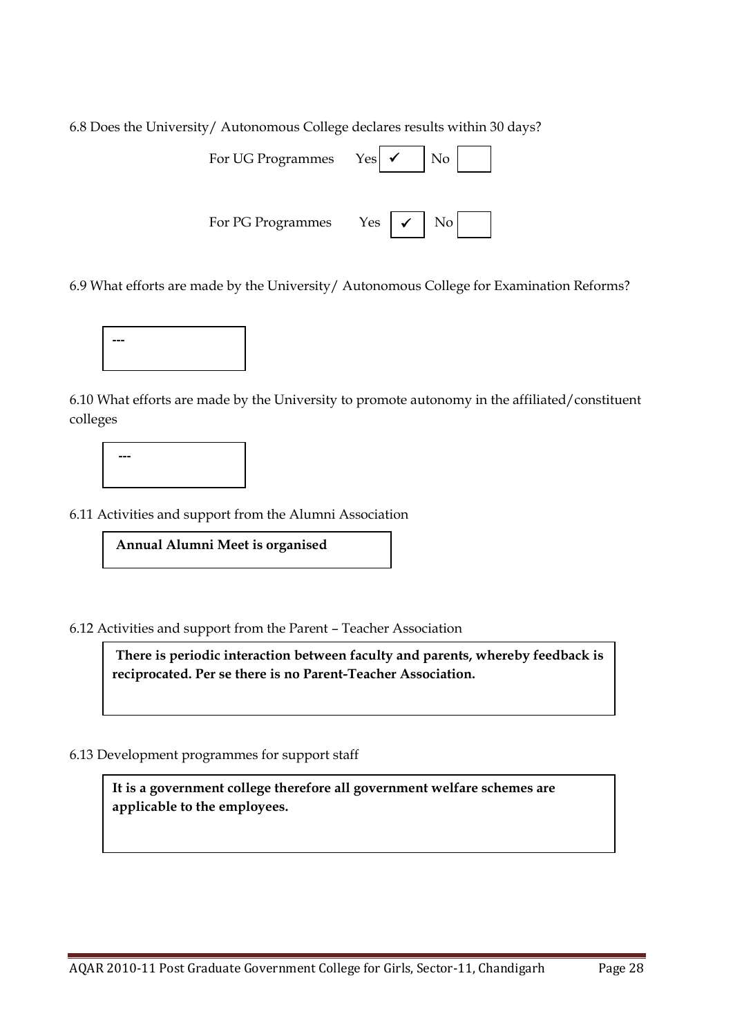6.8 Does the University/ Autonomous College declares results within 30 days?

For UG Programmes Yes ✓ No

For PG Programmes Yes ✓ No

6.9 What efforts are made by the University/ Autonomous College for Examination Reforms?

---

6.10 What efforts are made by the University to promote autonomy in the affiliated/constituent colleges

---

6.11 Activities and support from the Alumni Association

**Annual Alumni Meet is organised**

6.12 Activities and support from the Parent – Teacher Association

**There is periodic interaction between faculty and parents, whereby feedback is reciprocated. Per se there is no Parent-Teacher Association.**

6.13 Development programmes for support staff

**It is a government college therefore all government welfare schemes are applicable to the employees.**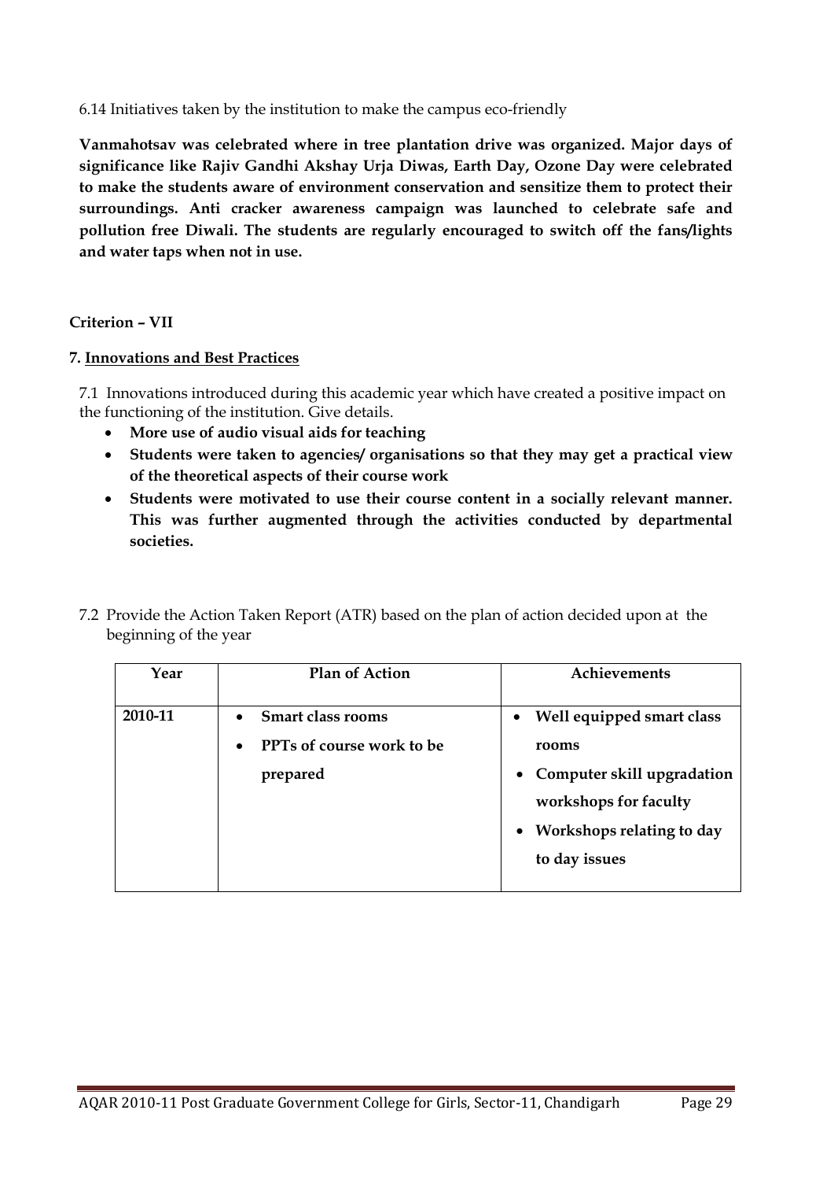6.14 Initiatives taken by the institution to make the campus eco-friendly

**Vanmahotsav was celebrated where in tree plantation drive was organized. Major days of significance like Rajiv Gandhi Akshay Urja Diwas, Earth Day, Ozone Day were celebrated to make the students aware of environment conservation and sensitize them to protect their surroundings. Anti cracker awareness campaign was launched to celebrate safe and pollution free Diwali. The students are regularly encouraged to switch off the fans/lights and water taps when not in use.**

**Criterion – VII**

**7. Innovations and Best Practices**

7.1 Innovations introduced during this academic year which have created a positive impact on the functioning of the institution. Give details.

- **More use of audio visual aids for teaching**
- **Students were taken to agencies/ organisations so that they may get a practical view of the theoretical aspects of their course work**
- **Students were motivated to use their course content in a socially relevant manner. This was further augmented through the activities conducted by departmental societies.**

7.2 Provide the Action Taken Report (ATR) based on the plan of action decided upon at the beginning of the year

| Year | Plan of Action | Achievements |
|---|---|---|
| **2010-11** | • **Smart class rooms**<br>• **PPTs of course work to be prepared** | • **Well equipped smart class rooms**<br>• **Computer skill upgradation workshops for faculty**<br>• **Workshops relating to day to day issues** |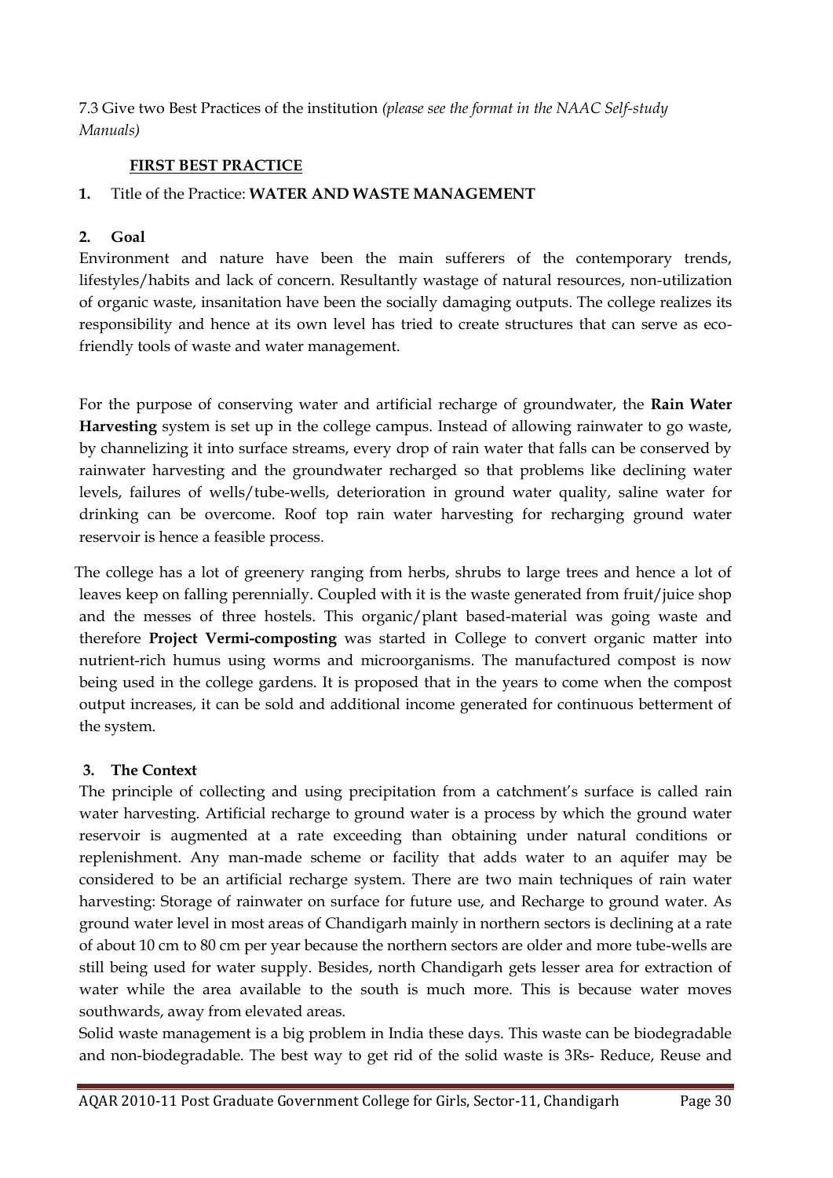7.3 Give two Best Practices of the institution *(please see the format in the NAAC Self-study Manuals)*

**FIRST BEST PRACTICE**

1. Title of the Practice: **WATER AND WASTE MANAGEMENT**

2. **Goal**

Environment and nature have been the main sufferers of the contemporary trends, lifestyles/habits and lack of concern. Resultantly wastage of natural resources, non-utilization of organic waste, insanitation have been the socially damaging outputs. The college realizes its responsibility and hence at its own level has tried to create structures that can serve as eco-friendly tools of waste and water management.

For the purpose of conserving water and artificial recharge of groundwater, the **Rain Water Harvesting** system is set up in the college campus. Instead of allowing rainwater to go waste, by channelizing it into surface streams, every drop of rain water that falls can be conserved by rainwater harvesting and the groundwater recharged so that problems like declining water levels, failures of wells/tube-wells, deterioration in ground water quality, saline water for drinking can be overcome. Roof top rain water harvesting for recharging ground water reservoir is hence a feasible process.

The college has a lot of greenery ranging from herbs, shrubs to large trees and hence a lot of leaves keep on falling perennially. Coupled with it is the waste generated from fruit/juice shop and the messes of three hostels. This organic/plant based-material was going waste and therefore **Project Vermi-composting** was started in College to convert organic matter into nutrient-rich humus using worms and microorganisms. The manufactured compost is now being used in the college gardens. It is proposed that in the years to come when the compost output increases, it can be sold and additional income generated for continuous betterment of the system.

3. **The Context**

The principle of collecting and using precipitation from a catchment's surface is called rain water harvesting. Artificial recharge to ground water is a process by which the ground water reservoir is augmented at a rate exceeding than obtaining under natural conditions or replenishment. Any man-made scheme or facility that adds water to an aquifer may be considered to be an artificial recharge system. There are two main techniques of rain water harvesting: Storage of rainwater on surface for future use, and Recharge to ground water. As ground water level in most areas of Chandigarh mainly in northern sectors is declining at a rate of about 10 cm to 80 cm per year because the northern sectors are older and more tube-wells are still being used for water supply. Besides, north Chandigarh gets lesser area for extraction of water while the area available to the south is much more. This is because water moves southwards, away from elevated areas.

Solid waste management is a big problem in India these days. This waste can be biodegradable and non-biodegradable. The best way to get rid of the solid waste is 3Rs- Reduce, Reuse and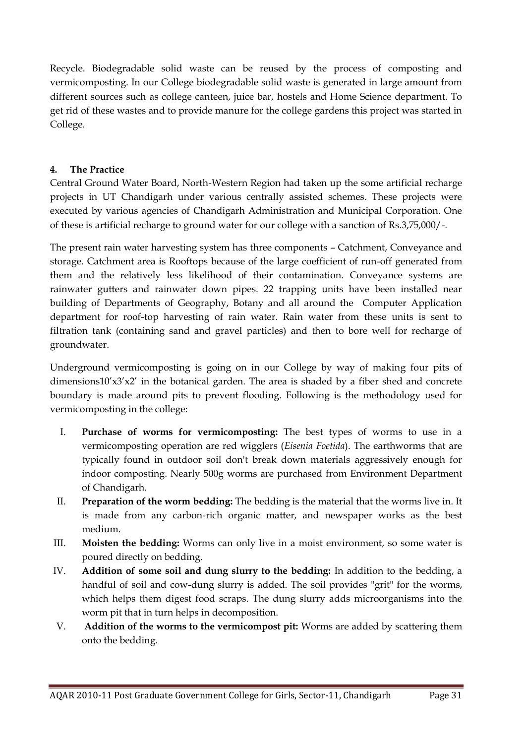Recycle. Biodegradable solid waste can be reused by the process of composting and vermicomposting. In our College biodegradable solid waste is generated in large amount from different sources such as college canteen, juice bar, hostels and Home Science department. To get rid of these wastes and to provide manure for the college gardens this project was started in College.

#### 4. The Practice

Central Ground Water Board, North-Western Region had taken up the some artificial recharge projects in UT Chandigarh under various centrally assisted schemes. These projects were executed by various agencies of Chandigarh Administration and Municipal Corporation. One of these is artificial recharge to ground water for our college with a sanction of Rs.3,75,000/-.

The present rain water harvesting system has three components – Catchment, Conveyance and storage. Catchment area is Rooftops because of the large coefficient of run-off generated from them and the relatively less likelihood of their contamination. Conveyance systems are rainwater gutters and rainwater down pipes. 22 trapping units have been installed near building of Departments of Geography, Botany and all around the Computer Application department for roof-top harvesting of rain water. Rain water from these units is sent to filtration tank (containing sand and gravel particles) and then to bore well for recharge of groundwater.

Underground vermicomposting is going on in our College by way of making four pits of dimensions10'x3'x2' in the botanical garden. The area is shaded by a fiber shed and concrete boundary is made around pits to prevent flooding. Following is the methodology used for vermicomposting in the college:

I. **Purchase of worms for vermicomposting:** The best types of worms to use in a vermicomposting operation are red wigglers (*Eisenia Foetida*). The earthworms that are typically found in outdoor soil don't break down materials aggressively enough for indoor composting. Nearly 500g worms are purchased from Environment Department of Chandigarh.

II. **Preparation of the worm bedding:** The bedding is the material that the worms live in. It is made from any carbon-rich organic matter, and newspaper works as the best medium.

III. **Moisten the bedding:** Worms can only live in a moist environment, so some water is poured directly on bedding.

IV. **Addition of some soil and dung slurry to the bedding:** In addition to the bedding, a handful of soil and cow-dung slurry is added. The soil provides "grit" for the worms, which helps them digest food scraps. The dung slurry adds microorganisms into the worm pit that in turn helps in decomposition.

V. **Addition of the worms to the vermicompost pit:** Worms are added by scattering them onto the bedding.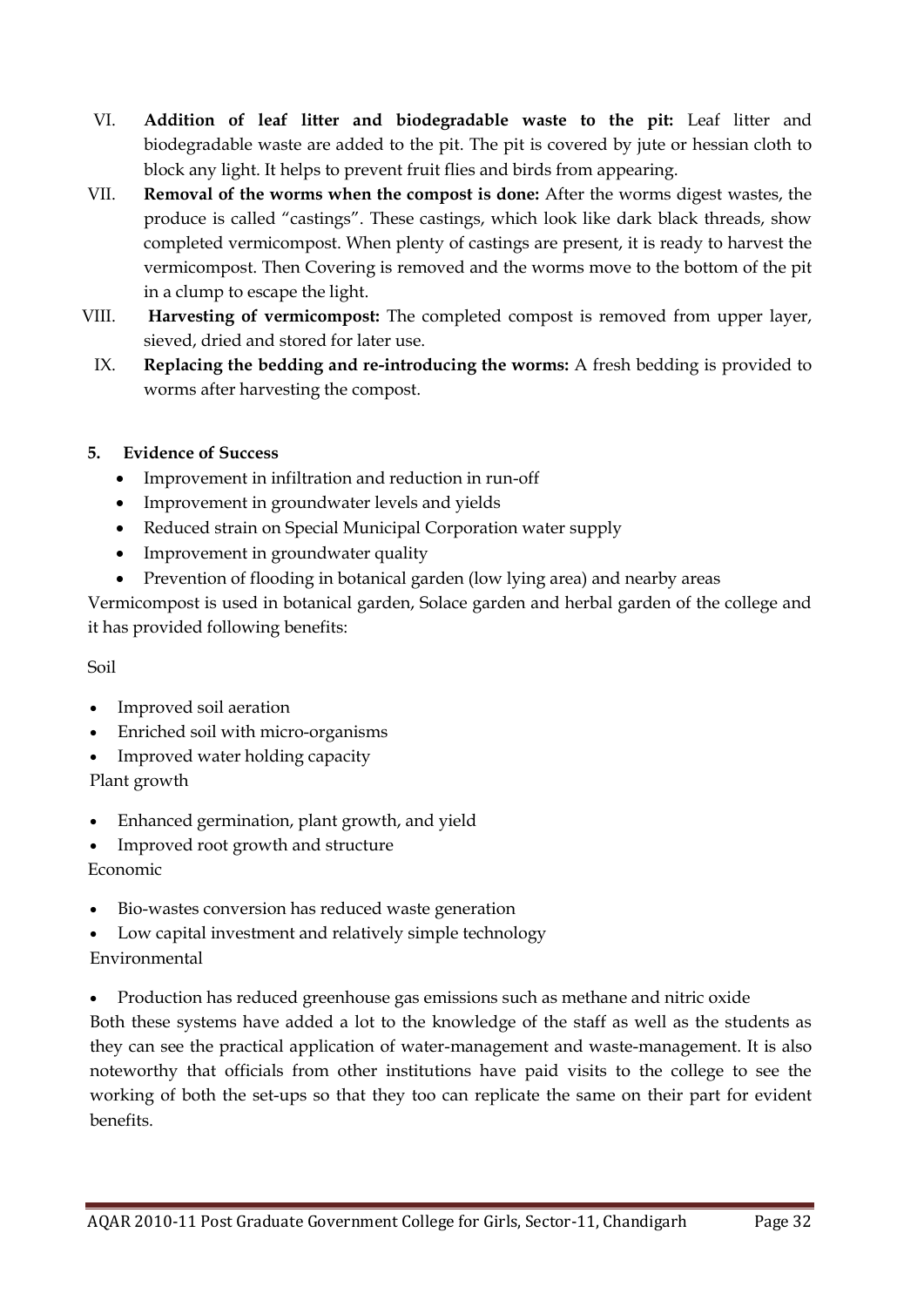VI. **Addition of leaf litter and biodegradable waste to the pit:** Leaf litter and biodegradable waste are added to the pit. The pit is covered by jute or hessian cloth to block any light. It helps to prevent fruit flies and birds from appearing.

VII. **Removal of the worms when the compost is done:** After the worms digest wastes, the produce is called "castings". These castings, which look like dark black threads, show completed vermicompost. When plenty of castings are present, it is ready to harvest the vermicompost. Then Covering is removed and the worms move to the bottom of the pit in a clump to escape the light.

VIII. **Harvesting of vermicompost:** The completed compost is removed from upper layer, sieved, dried and stored for later use.

IX. **Replacing the bedding and re-introducing the worms:** A fresh bedding is provided to worms after harvesting the compost.

**5. Evidence of Success**

- Improvement in infiltration and reduction in run-off
- Improvement in groundwater levels and yields
- Reduced strain on Special Municipal Corporation water supply
- Improvement in groundwater quality
- Prevention of flooding in botanical garden (low lying area) and nearby areas

Vermicompost is used in botanical garden, Solace garden and herbal garden of the college and it has provided following benefits:

Soil

- Improved soil aeration
- Enriched soil with micro-organisms
- Improved water holding capacity

Plant growth

- Enhanced germination, plant growth, and yield
- Improved root growth and structure

Economic

- Bio-wastes conversion has reduced waste generation
- Low capital investment and relatively simple technology

Environmental

- Production has reduced greenhouse gas emissions such as methane and nitric oxide

Both these systems have added a lot to the knowledge of the staff as well as the students as they can see the practical application of water-management and waste-management. It is also noteworthy that officials from other institutions have paid visits to the college to see the working of both the set-ups so that they too can replicate the same on their part for evident benefits.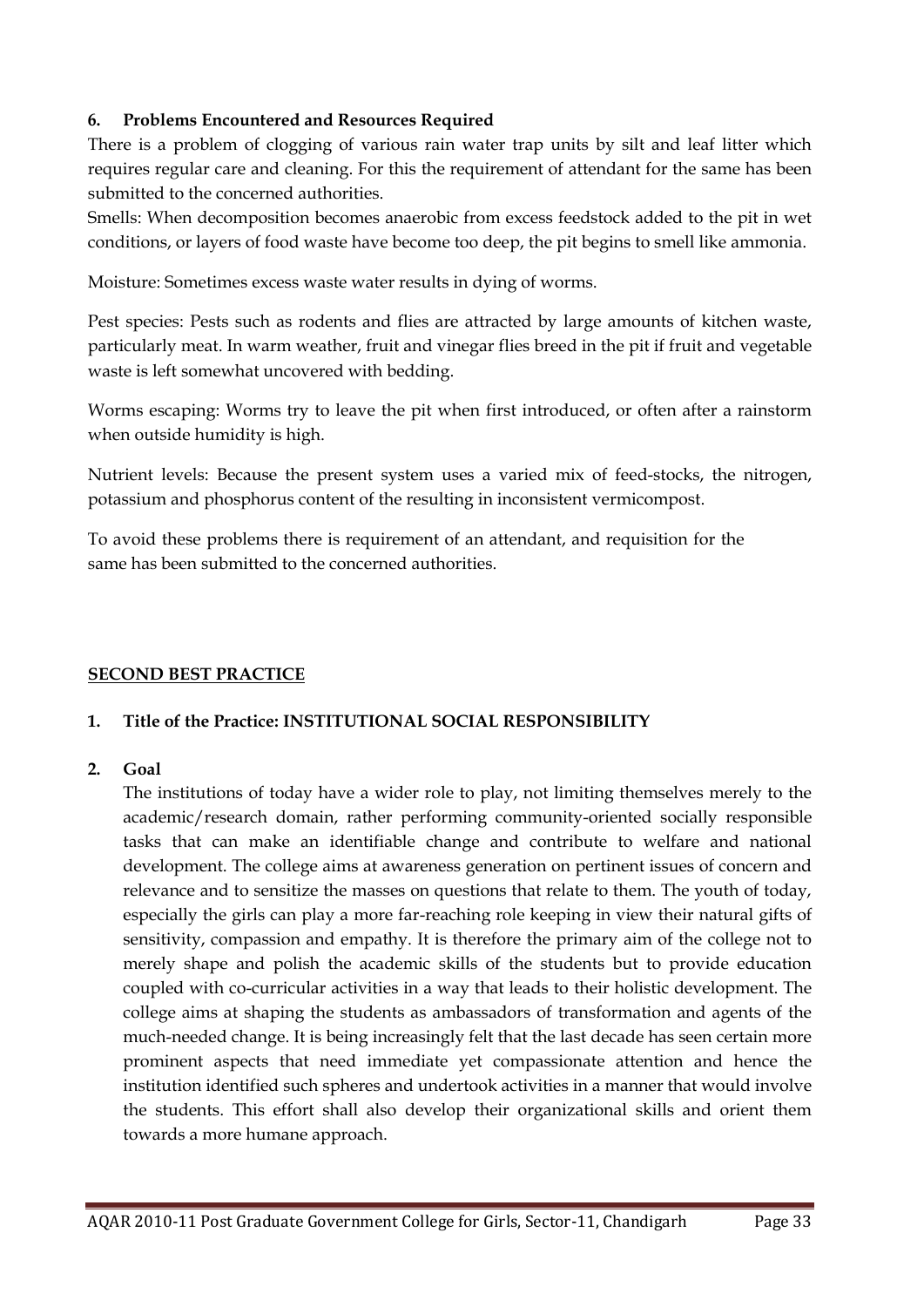**6. Problems Encountered and Resources Required**

There is a problem of clogging of various rain water trap units by silt and leaf litter which requires regular care and cleaning. For this the requirement of attendant for the same has been submitted to the concerned authorities.

Smells: When decomposition becomes anaerobic from excess feedstock added to the pit in wet conditions, or layers of food waste have become too deep, the pit begins to smell like ammonia.

Moisture: Sometimes excess waste water results in dying of worms.

Pest species: Pests such as rodents and flies are attracted by large amounts of kitchen waste, particularly meat. In warm weather, fruit and vinegar flies breed in the pit if fruit and vegetable waste is left somewhat uncovered with bedding.

Worms escaping: Worms try to leave the pit when first introduced, or often after a rainstorm when outside humidity is high.

Nutrient levels: Because the present system uses a varied mix of feed-stocks, the nitrogen, potassium and phosphorus content of the resulting in inconsistent vermicompost.

To avoid these problems there is requirement of an attendant, and requisition for the same has been submitted to the concerned authorities.

**SECOND BEST PRACTICE**

**1. Title of the Practice: INSTITUTIONAL SOCIAL RESPONSIBILITY**

**2. Goal**

The institutions of today have a wider role to play, not limiting themselves merely to the academic/research domain, rather performing community-oriented socially responsible tasks that can make an identifiable change and contribute to welfare and national development. The college aims at awareness generation on pertinent issues of concern and relevance and to sensitize the masses on questions that relate to them. The youth of today, especially the girls can play a more far-reaching role keeping in view their natural gifts of sensitivity, compassion and empathy. It is therefore the primary aim of the college not to merely shape and polish the academic skills of the students but to provide education coupled with co-curricular activities in a way that leads to their holistic development. The college aims at shaping the students as ambassadors of transformation and agents of the much-needed change. It is being increasingly felt that the last decade has seen certain more prominent aspects that need immediate yet compassionate attention and hence the institution identified such spheres and undertook activities in a manner that would involve the students. This effort shall also develop their organizational skills and orient them towards a more humane approach.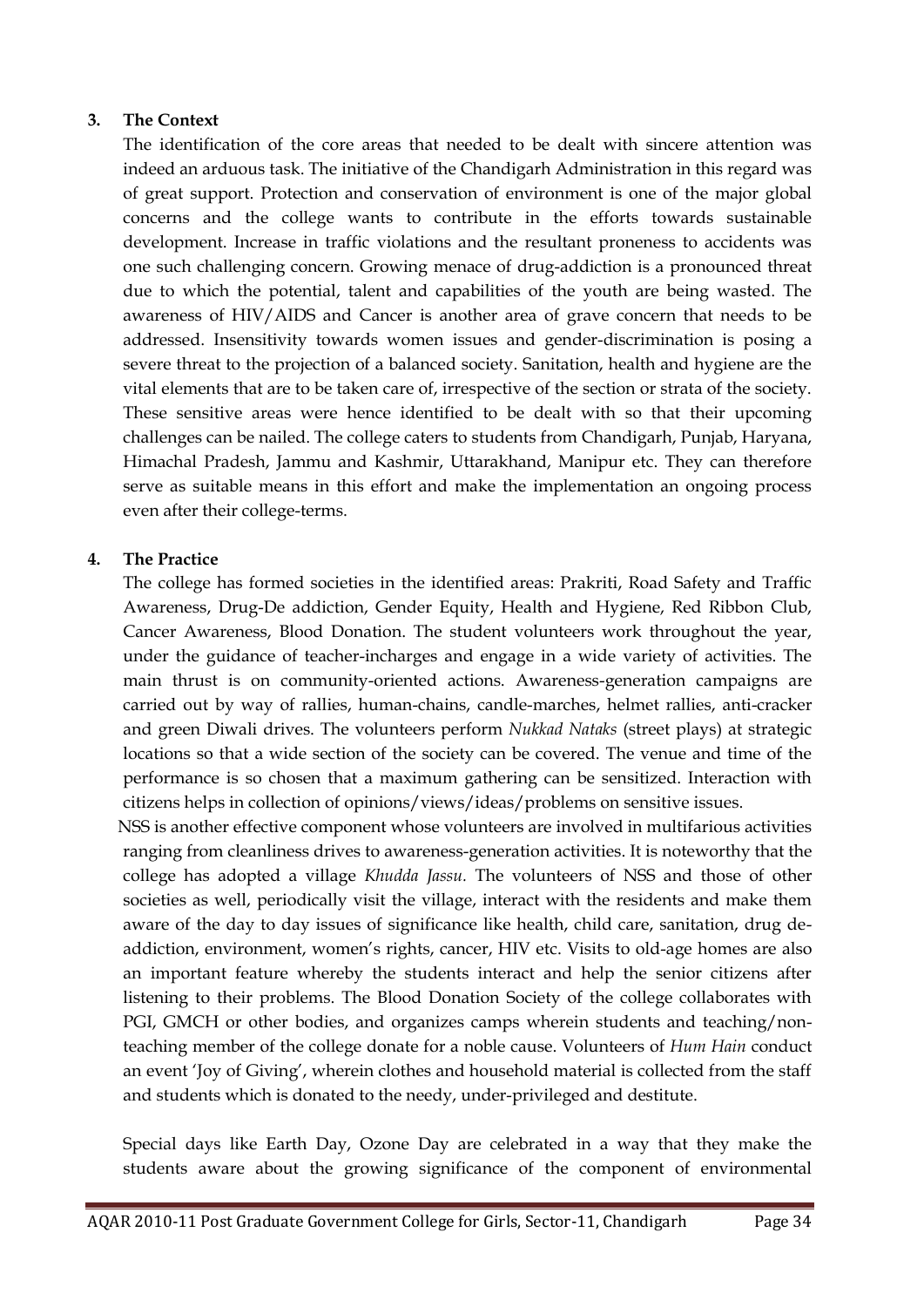**3. The Context**

The identification of the core areas that needed to be dealt with sincere attention was indeed an arduous task. The initiative of the Chandigarh Administration in this regard was of great support. Protection and conservation of environment is one of the major global concerns and the college wants to contribute in the efforts towards sustainable development. Increase in traffic violations and the resultant proneness to accidents was one such challenging concern. Growing menace of drug-addiction is a pronounced threat due to which the potential, talent and capabilities of the youth are being wasted. The awareness of HIV/AIDS and Cancer is another area of grave concern that needs to be addressed. Insensitivity towards women issues and gender-discrimination is posing a severe threat to the projection of a balanced society. Sanitation, health and hygiene are the vital elements that are to be taken care of, irrespective of the section or strata of the society. These sensitive areas were hence identified to be dealt with so that their upcoming challenges can be nailed. The college caters to students from Chandigarh, Punjab, Haryana, Himachal Pradesh, Jammu and Kashmir, Uttarakhand, Manipur etc. They can therefore serve as suitable means in this effort and make the implementation an ongoing process even after their college-terms.

**4. The Practice**

The college has formed societies in the identified areas: Prakriti, Road Safety and Traffic Awareness, Drug-De addiction, Gender Equity, Health and Hygiene, Red Ribbon Club, Cancer Awareness, Blood Donation. The student volunteers work throughout the year, under the guidance of teacher-incharges and engage in a wide variety of activities. The main thrust is on community-oriented actions. Awareness-generation campaigns are carried out by way of rallies, human-chains, candle-marches, helmet rallies, anti-cracker and green Diwali drives. The volunteers perform *Nukkad Nataks* (street plays) at strategic locations so that a wide section of the society can be covered. The venue and time of the performance is so chosen that a maximum gathering can be sensitized. Interaction with citizens helps in collection of opinions/views/ideas/problems on sensitive issues.

NSS is another effective component whose volunteers are involved in multifarious activities ranging from cleanliness drives to awareness-generation activities. It is noteworthy that the college has adopted a village *Khudda Jassu*. The volunteers of NSS and those of other societies as well, periodically visit the village, interact with the residents and make them aware of the day to day issues of significance like health, child care, sanitation, drug de-addiction, environment, women's rights, cancer, HIV etc. Visits to old-age homes are also an important feature whereby the students interact and help the senior citizens after listening to their problems. The Blood Donation Society of the college collaborates with PGI, GMCH or other bodies, and organizes camps wherein students and teaching/non-teaching member of the college donate for a noble cause. Volunteers of *Hum Hain* conduct an event 'Joy of Giving', wherein clothes and household material is collected from the staff and students which is donated to the needy, under-privileged and destitute.

Special days like Earth Day, Ozone Day are celebrated in a way that they make the students aware about the growing significance of the component of environmental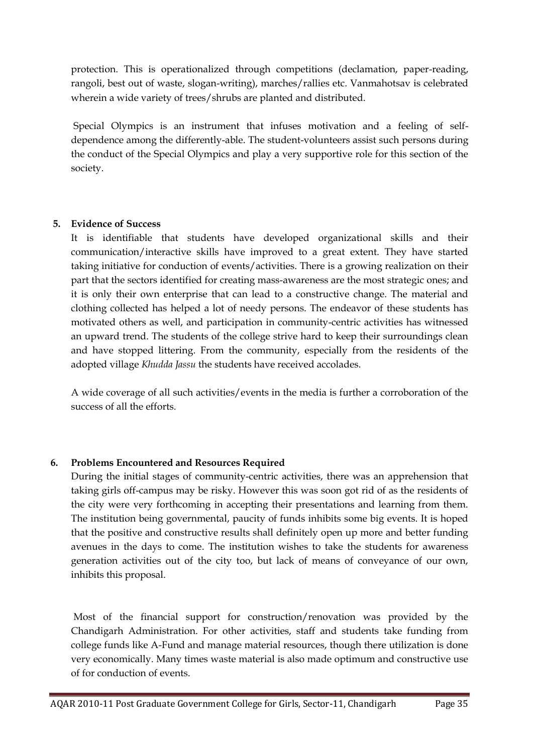protection. This is operationalized through competitions (declamation, paper-reading, rangoli, best out of waste, slogan-writing), marches/rallies etc. Vanmahotsav is celebrated wherein a wide variety of trees/shrubs are planted and distributed.

Special Olympics is an instrument that infuses motivation and a feeling of self-dependence among the differently-able. The student-volunteers assist such persons during the conduct of the Special Olympics and play a very supportive role for this section of the society.

**5. Evidence of Success**

It is identifiable that students have developed organizational skills and their communication/interactive skills have improved to a great extent. They have started taking initiative for conduction of events/activities. There is a growing realization on their part that the sectors identified for creating mass-awareness are the most strategic ones; and it is only their own enterprise that can lead to a constructive change. The material and clothing collected has helped a lot of needy persons. The endeavor of these students has motivated others as well, and participation in community-centric activities has witnessed an upward trend. The students of the college strive hard to keep their surroundings clean and have stopped littering. From the community, especially from the residents of the adopted village *Khudda Jassu* the students have received accolades.

A wide coverage of all such activities/events in the media is further a corroboration of the success of all the efforts.

**6. Problems Encountered and Resources Required**

During the initial stages of community-centric activities, there was an apprehension that taking girls off-campus may be risky. However this was soon got rid of as the residents of the city were very forthcoming in accepting their presentations and learning from them. The institution being governmental, paucity of funds inhibits some big events. It is hoped that the positive and constructive results shall definitely open up more and better funding avenues in the days to come. The institution wishes to take the students for awareness generation activities out of the city too, but lack of means of conveyance of our own, inhibits this proposal.

Most of the financial support for construction/renovation was provided by the Chandigarh Administration. For other activities, staff and students take funding from college funds like A-Fund and manage material resources, though there utilization is done very economically. Many times waste material is also made optimum and constructive use of for conduction of events.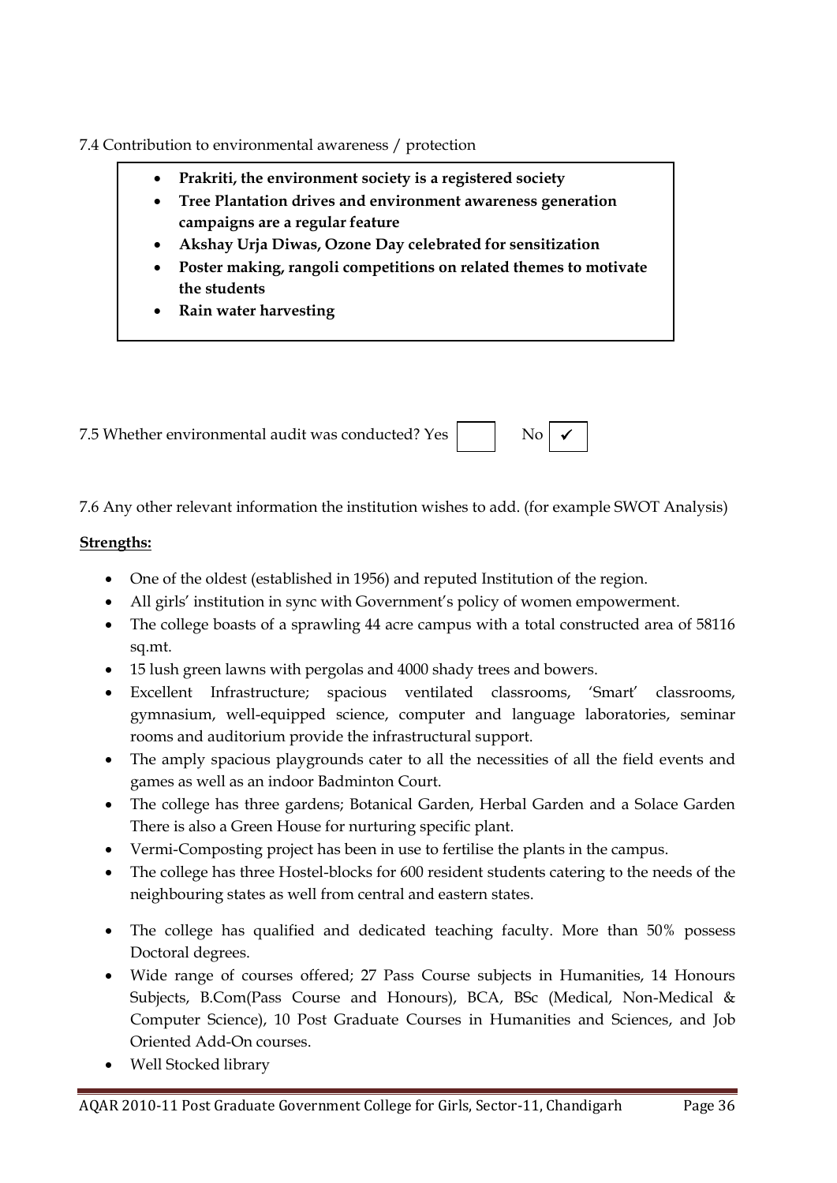7.4 Contribution to environmental awareness / protection

- **Prakriti, the environment society is a registered society**
- **Tree Plantation drives and environment awareness generation campaigns are a regular feature**
- **Akshay Urja Diwas, Ozone Day celebrated for sensitization**
- **Poster making, rangoli competitions on related themes to motivate the students**
- **Rain water harvesting**

7.5 Whether environmental audit was conducted? Yes ☐ No ☑

7.6 Any other relevant information the institution wishes to add. (for example SWOT Analysis)

**Strengths:**

- One of the oldest (established in 1956) and reputed Institution of the region.
- All girls' institution in sync with Government's policy of women empowerment.
- The college boasts of a sprawling 44 acre campus with a total constructed area of 58116 sq.mt.
- 15 lush green lawns with pergolas and 4000 shady trees and bowers.
- Excellent Infrastructure; spacious ventilated classrooms, 'Smart' classrooms, gymnasium, well-equipped science, computer and language laboratories, seminar rooms and auditorium provide the infrastructural support.
- The amply spacious playgrounds cater to all the necessities of all the field events and games as well as an indoor Badminton Court.
- The college has three gardens; Botanical Garden, Herbal Garden and a Solace Garden There is also a Green House for nurturing specific plant.
- Vermi-Composting project has been in use to fertilise the plants in the campus.
- The college has three Hostel-blocks for 600 resident students catering to the needs of the neighbouring states as well from central and eastern states.
- The college has qualified and dedicated teaching faculty. More than 50% possess Doctoral degrees.
- Wide range of courses offered; 27 Pass Course subjects in Humanities, 14 Honours Subjects, B.Com(Pass Course and Honours), BCA, BSc (Medical, Non-Medical & Computer Science), 10 Post Graduate Courses in Humanities and Sciences, and Job Oriented Add-On courses.
- Well Stocked library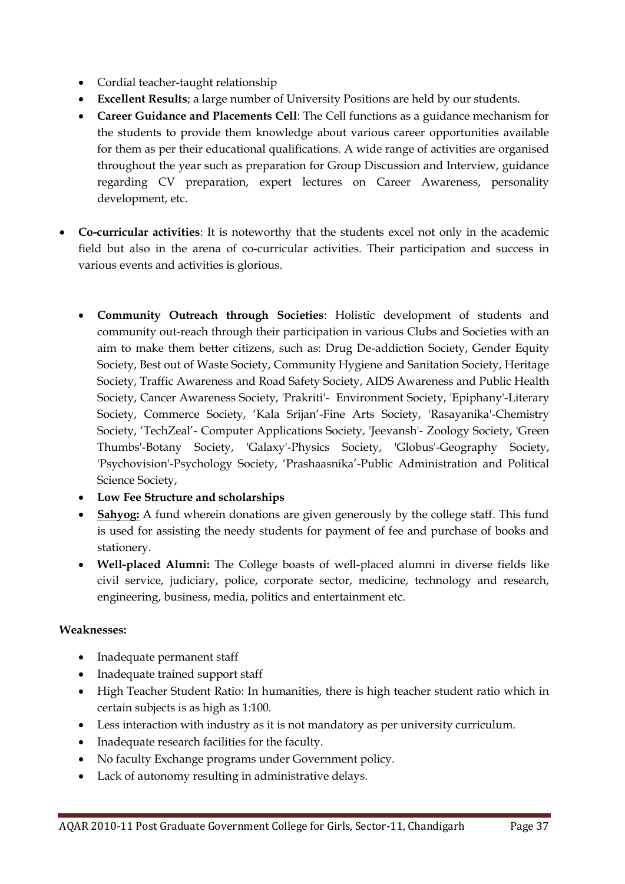- Cordial teacher-taught relationship
- **Excellent Results**; a large number of University Positions are held by our students.
- **Career Guidance and Placements Cell**: The Cell functions as a guidance mechanism for the students to provide them knowledge about various career opportunities available for them as per their educational qualifications. A wide range of activities are organised throughout the year such as preparation for Group Discussion and Interview, guidance regarding CV preparation, expert lectures on Career Awareness, personality development, etc.

- **Co-curricular activities**: It is noteworthy that the students excel not only in the academic field but also in the arena of co-curricular activities. Their participation and success in various events and activities is glorious.

  - **Community Outreach through Societies**: Holistic development of students and community out-reach through their participation in various Clubs and Societies with an aim to make them better citizens, such as: Drug De-addiction Society, Gender Equity Society, Best out of Waste Society, Community Hygiene and Sanitation Society, Heritage Society, Traffic Awareness and Road Safety Society, AIDS Awareness and Public Health Society, Cancer Awareness Society, 'Prakriti'- Environment Society, 'Epiphany'-Literary Society, Commerce Society, 'Kala Srijan'-Fine Arts Society, 'Rasayanika'-Chemistry Society, 'TechZeal'- Computer Applications Society, 'Jeevansh'- Zoology Society, 'Green Thumbs'-Botany Society, 'Galaxy'-Physics Society, 'Globus'-Geography Society, 'Psychovision'-Psychology Society, 'Prashaasnika'-Public Administration and Political Science Society,
  - **Low Fee Structure and scholarships**
  - **<u>Sahyog:</u>** A fund wherein donations are given generously by the college staff. This fund is used for assisting the needy students for payment of fee and purchase of books and stationery.
  - **Well-placed Alumni:** The College boasts of well-placed alumni in diverse fields like civil service, judiciary, police, corporate sector, medicine, technology and research, engineering, business, media, politics and entertainment etc.

**Weaknesses:**

- Inadequate permanent staff
- Inadequate trained support staff
- High Teacher Student Ratio: In humanities, there is high teacher student ratio which in certain subjects is as high as 1:100.
- Less interaction with industry as it is not mandatory as per university curriculum.
- Inadequate research facilities for the faculty.
- No faculty Exchange programs under Government policy.
- Lack of autonomy resulting in administrative delays.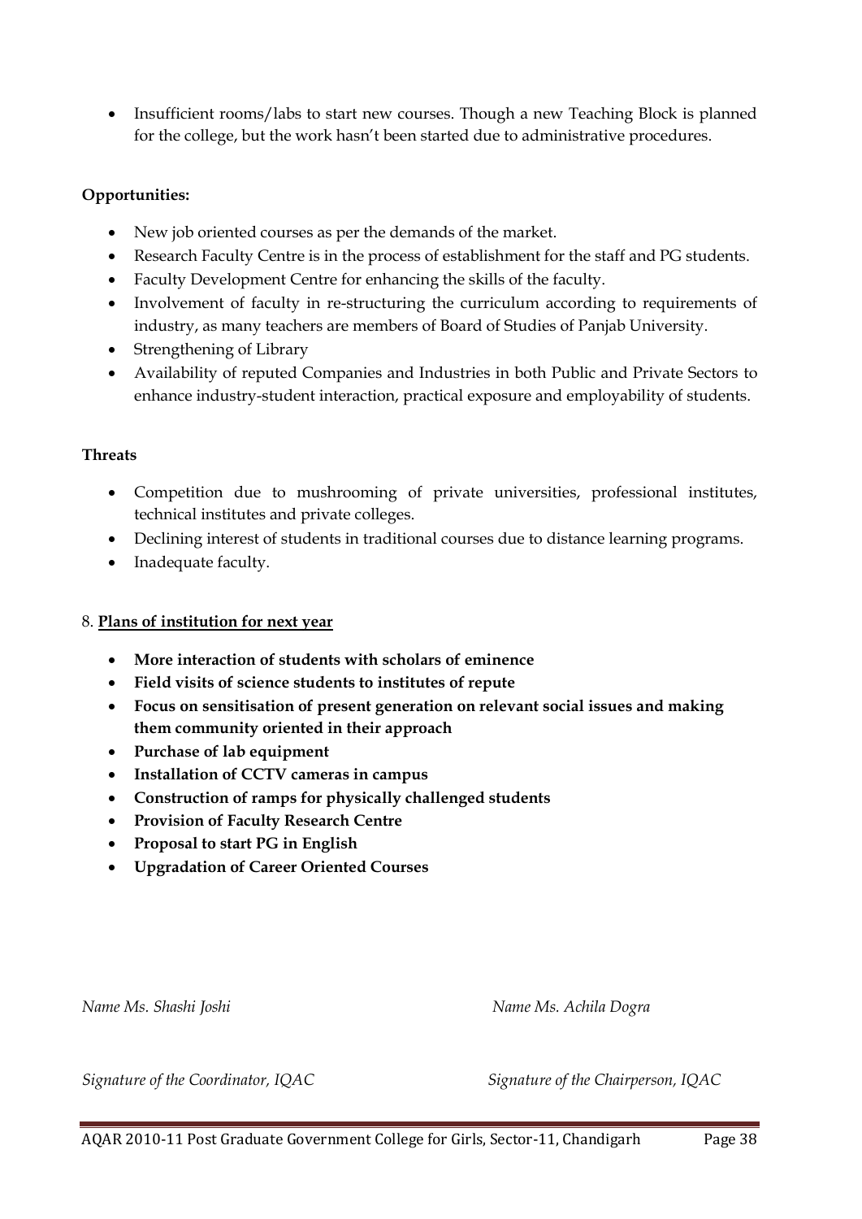- Insufficient rooms/labs to start new courses. Though a new Teaching Block is planned for the college, but the work hasn't been started due to administrative procedures.

**Opportunities:**

- New job oriented courses as per the demands of the market.
- Research Faculty Centre is in the process of establishment for the staff and PG students.
- Faculty Development Centre for enhancing the skills of the faculty.
- Involvement of faculty in re-structuring the curriculum according to requirements of industry, as many teachers are members of Board of Studies of Panjab University.
- Strengthening of Library
- Availability of reputed Companies and Industries in both Public and Private Sectors to enhance industry-student interaction, practical exposure and employability of students.

**Threats**

- Competition due to mushrooming of private universities, professional institutes, technical institutes and private colleges.
- Declining interest of students in traditional courses due to distance learning programs.
- Inadequate faculty.

8. **Plans of institution for next year**

- **More interaction of students with scholars of eminence**
- **Field visits of science students to institutes of repute**
- **Focus on sensitisation of present generation on relevant social issues and making them community oriented in their approach**
- **Purchase of lab equipment**
- **Installation of CCTV cameras in campus**
- **Construction of ramps for physically challenged students**
- **Provision of Faculty Research Centre**
- **Proposal to start PG in English**
- **Upgradation of Career Oriented Courses**

*Name Ms. Shashi Joshi* *Name Ms. Achila Dogra*

*Signature of the Coordinator, IQAC* *Signature of the Chairperson, IQAC*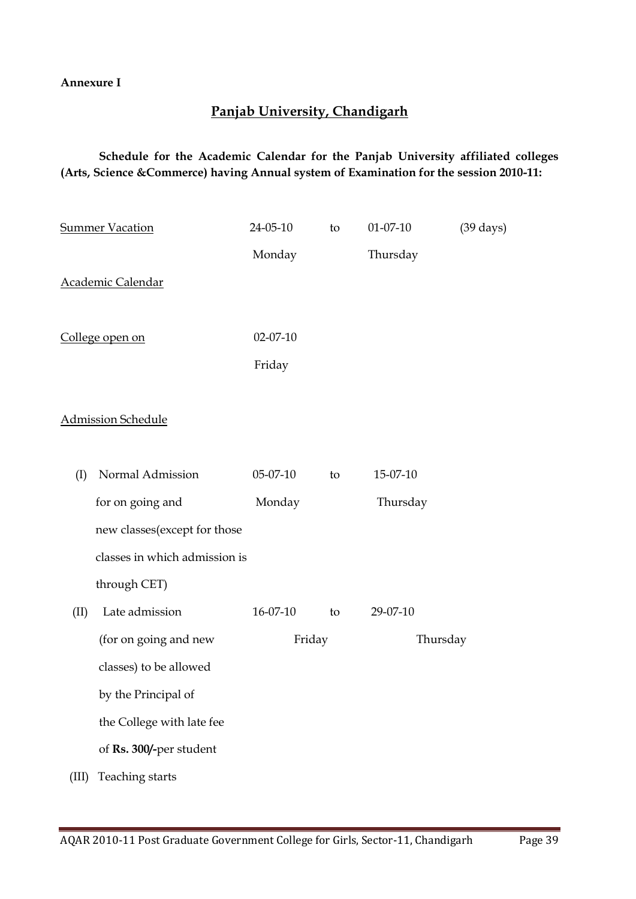**Annexure I**

## Panjab University, Chandigarh

**Schedule for the Academic Calendar for the Panjab University affiliated colleges (Arts, Science &Commerce) having Annual system of Examination for the session 2010-11:**

| | | | | |
|---|---|---|---|---|
| Summer Vacation | 24-05-10 Monday | to | 01-07-10 Thursday | (39 days) |

Academic Calendar

| | |
|---|---|
| College open on | 02-07-10 Friday |

Admission Schedule

| | | | | |
|---|---|---|---|---|
| (I) | Normal Admission for on going and new classes(except for those classes in which admission is through CET) | 05-07-10 Monday | to | 15-07-10 Thursday |
| (II) | Late admission (for on going and new classes) to be allowed by the Principal of the College with late fee of **Rs. 300/-** per student | 16-07-10 Friday | to | 29-07-10 Thursday |
| (III) | Teaching starts | | | |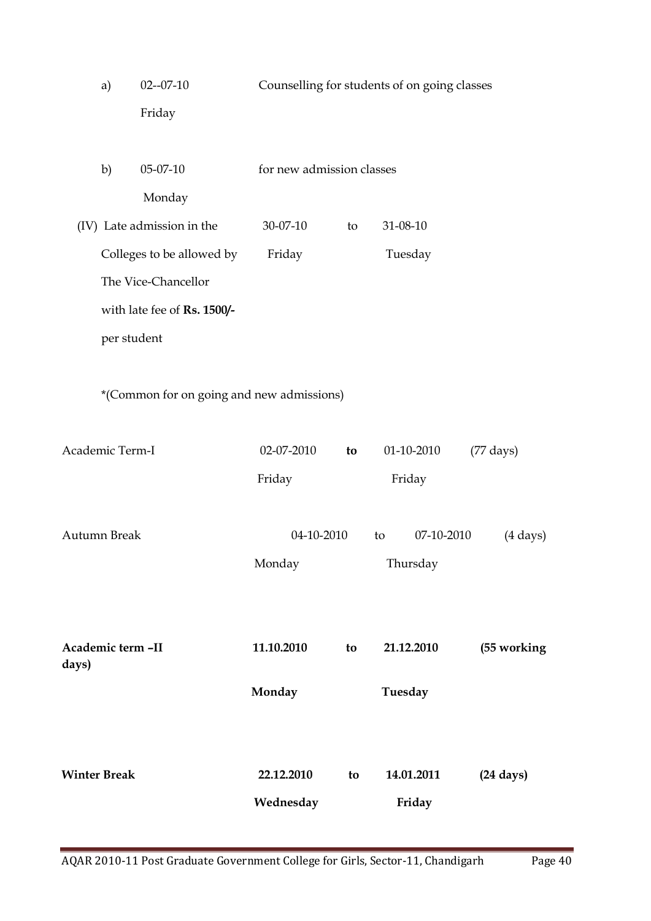a) 02--07-10 Friday — Counselling for students of on going classes

b) 05-07-10 Monday — for new admission classes

(IV) Late admission in the Colleges to be allowed by The Vice-Chancellor with late fee of **Rs. 1500/-** per student — 30-07-10 Friday to 31-08-10 Tuesday

*(Common for on going and new admissions)

| | | | | |
|---|---|---|---|---|
| Academic Term-I | 02-07-2010 Friday | **to** | 01-10-2010 Friday | (77 days) |
| Autumn Break | 04-10-2010 Monday | to | 07-10-2010 Thursday | (4 days) |
| **Academic term –II** | **11.10.2010 Monday** | **to** | **21.12.2010 Tuesday** | **(55 working days)** |
| **Winter Break** | **22.12.2010 Wednesday** | **to** | **14.01.2011 Friday** | **(24 days)** |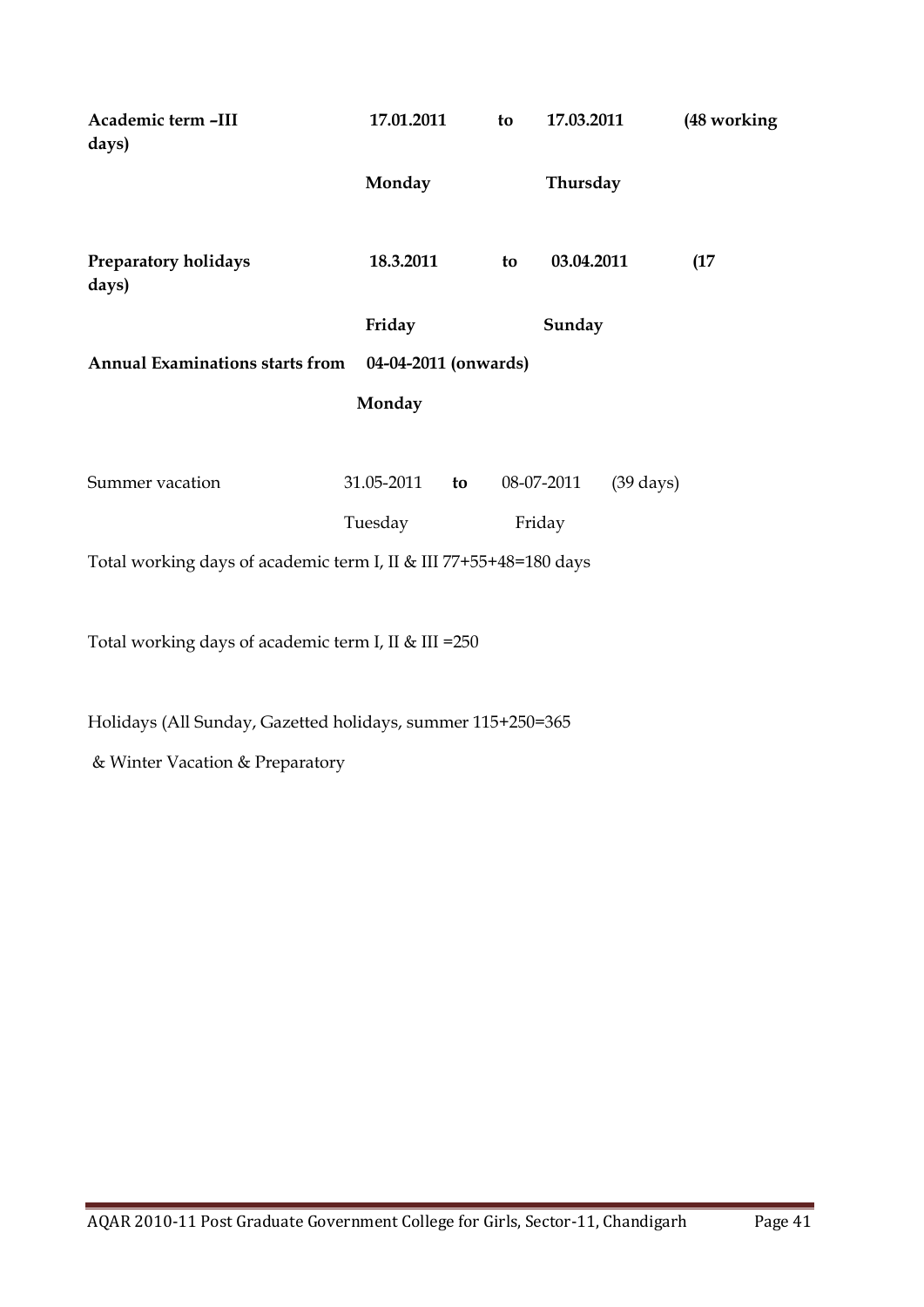**Academic term –III** **17.01.2011** **to** **17.03.2011** **(48 working days)**

**Monday** **Thursday**

**Preparatory holidays** **18.3.2011** **to** **03.04.2011** **(17 days)**

**Friday** **Sunday**

**Annual Examinations starts from** **04-04-2011 (onwards)**

**Monday**

Summer vacation 31.05-2011 **to** 08-07-2011 (39 days)

Tuesday Friday

Total working days of academic term I, II & III 77+55+48=180 days

Total working days of academic term I, II & III =250

Holidays (All Sunday, Gazetted holidays, summer 115+250=365

& Winter Vacation & Preparatory